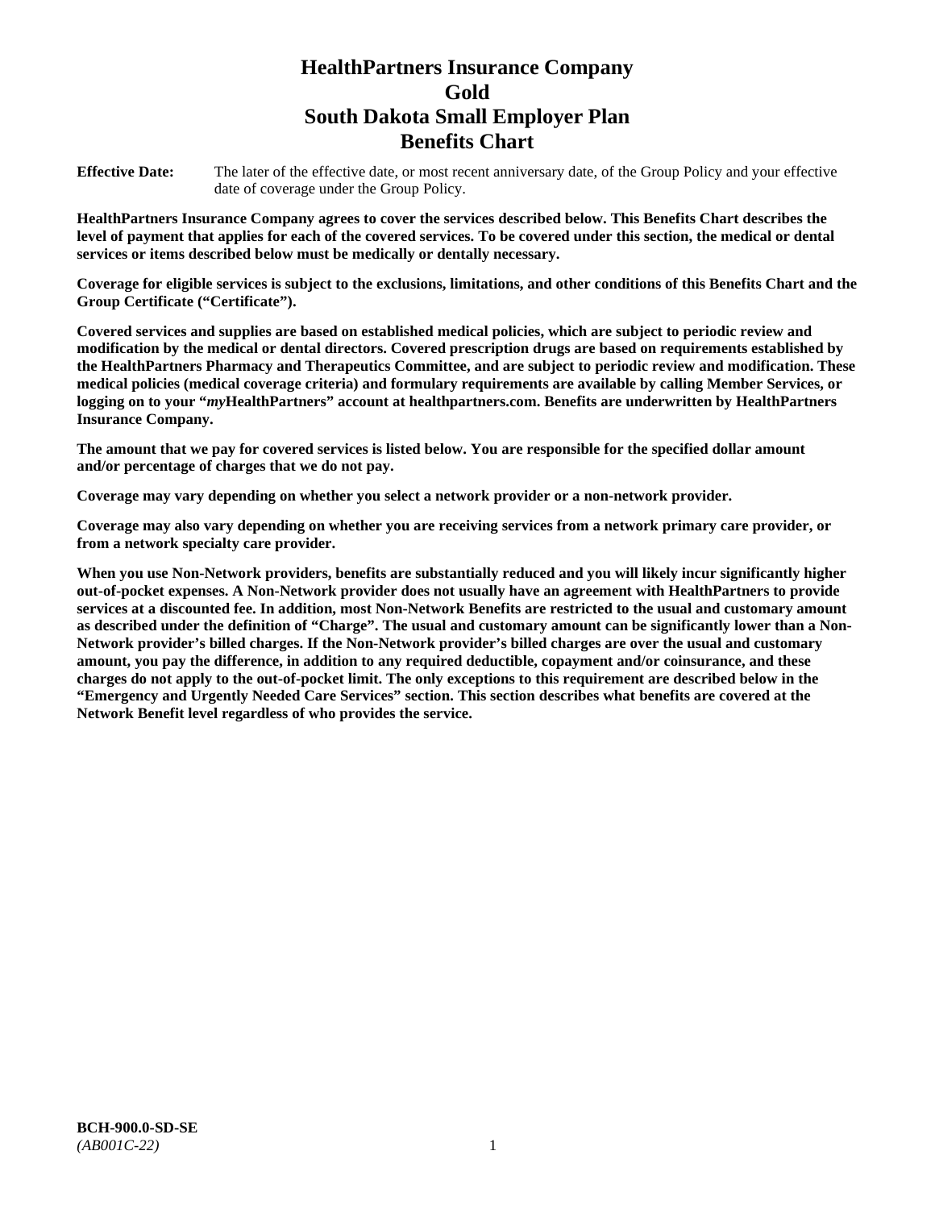# HealthPartners Insurance Company
# Gold
# South Dakota Small Employer Plan
# Benefits Chart

**Effective Date:** The later of the effective date, or most recent anniversary date, of the Group Policy and your effective date of coverage under the Group Policy.

**HealthPartners Insurance Company agrees to cover the services described below. This Benefits Chart describes the level of payment that applies for each of the covered services. To be covered under this section, the medical or dental services or items described below must be medically or dentally necessary.**

**Coverage for eligible services is subject to the exclusions, limitations, and other conditions of this Benefits Chart and the Group Certificate ("Certificate").**

**Covered services and supplies are based on established medical policies, which are subject to periodic review and modification by the medical or dental directors. Covered prescription drugs are based on requirements established by the HealthPartners Pharmacy and Therapeutics Committee, and are subject to periodic review and modification. These medical policies (medical coverage criteria) and formulary requirements are available by calling Member Services, or logging on to your "*my*HealthPartners" account at healthpartners.com. Benefits are underwritten by HealthPartners Insurance Company.**

**The amount that we pay for covered services is listed below. You are responsible for the specified dollar amount and/or percentage of charges that we do not pay.**

**Coverage may vary depending on whether you select a network provider or a non-network provider.**

**Coverage may also vary depending on whether you are receiving services from a network primary care provider, or from a network specialty care provider.**

**When you use Non-Network providers, benefits are substantially reduced and you will likely incur significantly higher out-of-pocket expenses. A Non-Network provider does not usually have an agreement with HealthPartners to provide services at a discounted fee. In addition, most Non-Network Benefits are restricted to the usual and customary amount as described under the definition of "Charge". The usual and customary amount can be significantly lower than a Non-Network provider's billed charges. If the Non-Network provider's billed charges are over the usual and customary amount, you pay the difference, in addition to any required deductible, copayment and/or coinsurance, and these charges do not apply to the out-of-pocket limit. The only exceptions to this requirement are described below in the "Emergency and Urgently Needed Care Services" section. This section describes what benefits are covered at the Network Benefit level regardless of who provides the service.**

**BCH-900.0-SD-SE**
*(AB001C-22)*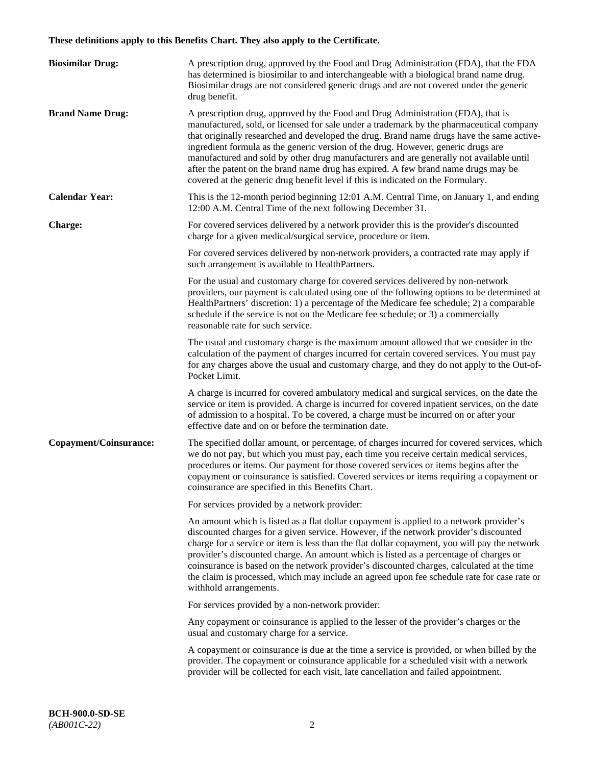**These definitions apply to this Benefits Chart. They also apply to the Certificate.**

**Biosimilar Drug:** A prescription drug, approved by the Food and Drug Administration (FDA), that the FDA has determined is biosimilar to and interchangeable with a biological brand name drug. Biosimilar drugs are not considered generic drugs and are not covered under the generic drug benefit.

**Brand Name Drug:** A prescription drug, approved by the Food and Drug Administration (FDA), that is manufactured, sold, or licensed for sale under a trademark by the pharmaceutical company that originally researched and developed the drug. Brand name drugs have the same active-ingredient formula as the generic version of the drug. However, generic drugs are manufactured and sold by other drug manufacturers and are generally not available until after the patent on the brand name drug has expired. A few brand name drugs may be covered at the generic drug benefit level if this is indicated on the Formulary.

**Calendar Year:** This is the 12-month period beginning 12:01 A.M. Central Time, on January 1, and ending 12:00 A.M. Central Time of the next following December 31.

**Charge:** For covered services delivered by a network provider this is the provider's discounted charge for a given medical/surgical service, procedure or item.

For covered services delivered by non-network providers, a contracted rate may apply if such arrangement is available to HealthPartners.

For the usual and customary charge for covered services delivered by non-network providers, our payment is calculated using one of the following options to be determined at HealthPartners' discretion: 1) a percentage of the Medicare fee schedule; 2) a comparable schedule if the service is not on the Medicare fee schedule; or 3) a commercially reasonable rate for such service.

The usual and customary charge is the maximum amount allowed that we consider in the calculation of the payment of charges incurred for certain covered services. You must pay for any charges above the usual and customary charge, and they do not apply to the Out-of-Pocket Limit.

A charge is incurred for covered ambulatory medical and surgical services, on the date the service or item is provided. A charge is incurred for covered inpatient services, on the date of admission to a hospital. To be covered, a charge must be incurred on or after your effective date and on or before the termination date.

**Copayment/Coinsurance:** The specified dollar amount, or percentage, of charges incurred for covered services, which we do not pay, but which you must pay, each time you receive certain medical services, procedures or items. Our payment for those covered services or items begins after the copayment or coinsurance is satisfied. Covered services or items requiring a copayment or coinsurance are specified in this Benefits Chart.

For services provided by a network provider:

An amount which is listed as a flat dollar copayment is applied to a network provider's discounted charges for a given service. However, if the network provider's discounted charge for a service or item is less than the flat dollar copayment, you will pay the network provider's discounted charge. An amount which is listed as a percentage of charges or coinsurance is based on the network provider's discounted charges, calculated at the time the claim is processed, which may include an agreed upon fee schedule rate for case rate or withhold arrangements.

For services provided by a non-network provider:

Any copayment or coinsurance is applied to the lesser of the provider's charges or the usual and customary charge for a service.

A copayment or coinsurance is due at the time a service is provided, or when billed by the provider. The copayment or coinsurance applicable for a scheduled visit with a network provider will be collected for each visit, late cancellation and failed appointment.

**BCH-900.0-SD-SE**
*(AB001C-22)*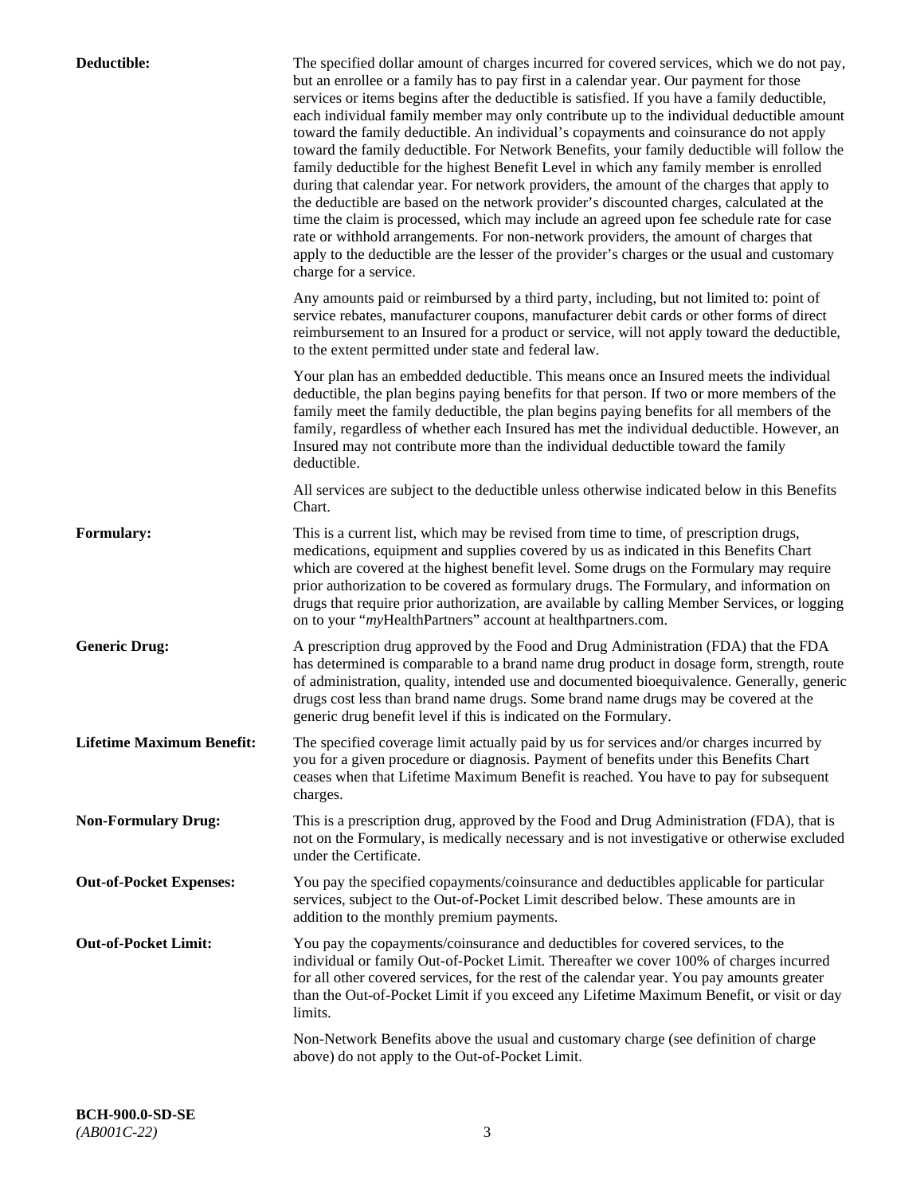**Deductible:** The specified dollar amount of charges incurred for covered services, which we do not pay, but an enrollee or a family has to pay first in a calendar year. Our payment for those services or items begins after the deductible is satisfied. If you have a family deductible, each individual family member may only contribute up to the individual deductible amount toward the family deductible. An individual's copayments and coinsurance do not apply toward the family deductible. For Network Benefits, your family deductible will follow the family deductible for the highest Benefit Level in which any family member is enrolled during that calendar year. For network providers, the amount of the charges that apply to the deductible are based on the network provider's discounted charges, calculated at the time the claim is processed, which may include an agreed upon fee schedule rate for case rate or withhold arrangements. For non-network providers, the amount of charges that apply to the deductible are the lesser of the provider's charges or the usual and customary charge for a service.

Any amounts paid or reimbursed by a third party, including, but not limited to: point of service rebates, manufacturer coupons, manufacturer debit cards or other forms of direct reimbursement to an Insured for a product or service, will not apply toward the deductible, to the extent permitted under state and federal law.

Your plan has an embedded deductible. This means once an Insured meets the individual deductible, the plan begins paying benefits for that person. If two or more members of the family meet the family deductible, the plan begins paying benefits for all members of the family, regardless of whether each Insured has met the individual deductible. However, an Insured may not contribute more than the individual deductible toward the family deductible.

All services are subject to the deductible unless otherwise indicated below in this Benefits Chart.

**Formulary:** This is a current list, which may be revised from time to time, of prescription drugs, medications, equipment and supplies covered by us as indicated in this Benefits Chart which are covered at the highest benefit level. Some drugs on the Formulary may require prior authorization to be covered as formulary drugs. The Formulary, and information on drugs that require prior authorization, are available by calling Member Services, or logging on to your "*my*HealthPartners" account at healthpartners.com.

**Generic Drug:** A prescription drug approved by the Food and Drug Administration (FDA) that the FDA has determined is comparable to a brand name drug product in dosage form, strength, route of administration, quality, intended use and documented bioequivalence. Generally, generic drugs cost less than brand name drugs. Some brand name drugs may be covered at the generic drug benefit level if this is indicated on the Formulary.

**Lifetime Maximum Benefit:** The specified coverage limit actually paid by us for services and/or charges incurred by you for a given procedure or diagnosis. Payment of benefits under this Benefits Chart ceases when that Lifetime Maximum Benefit is reached. You have to pay for subsequent charges.

**Non-Formulary Drug:** This is a prescription drug, approved by the Food and Drug Administration (FDA), that is not on the Formulary, is medically necessary and is not investigative or otherwise excluded under the Certificate.

**Out-of-Pocket Expenses:** You pay the specified copayments/coinsurance and deductibles applicable for particular services, subject to the Out-of-Pocket Limit described below. These amounts are in addition to the monthly premium payments.

**Out-of-Pocket Limit:** You pay the copayments/coinsurance and deductibles for covered services, to the individual or family Out-of-Pocket Limit. Thereafter we cover 100% of charges incurred for all other covered services, for the rest of the calendar year. You pay amounts greater than the Out-of-Pocket Limit if you exceed any Lifetime Maximum Benefit, or visit or day limits.

Non-Network Benefits above the usual and customary charge (see definition of charge above) do not apply to the Out-of-Pocket Limit.

**BCH-900.0-SD-SE**
*(AB001C-22)*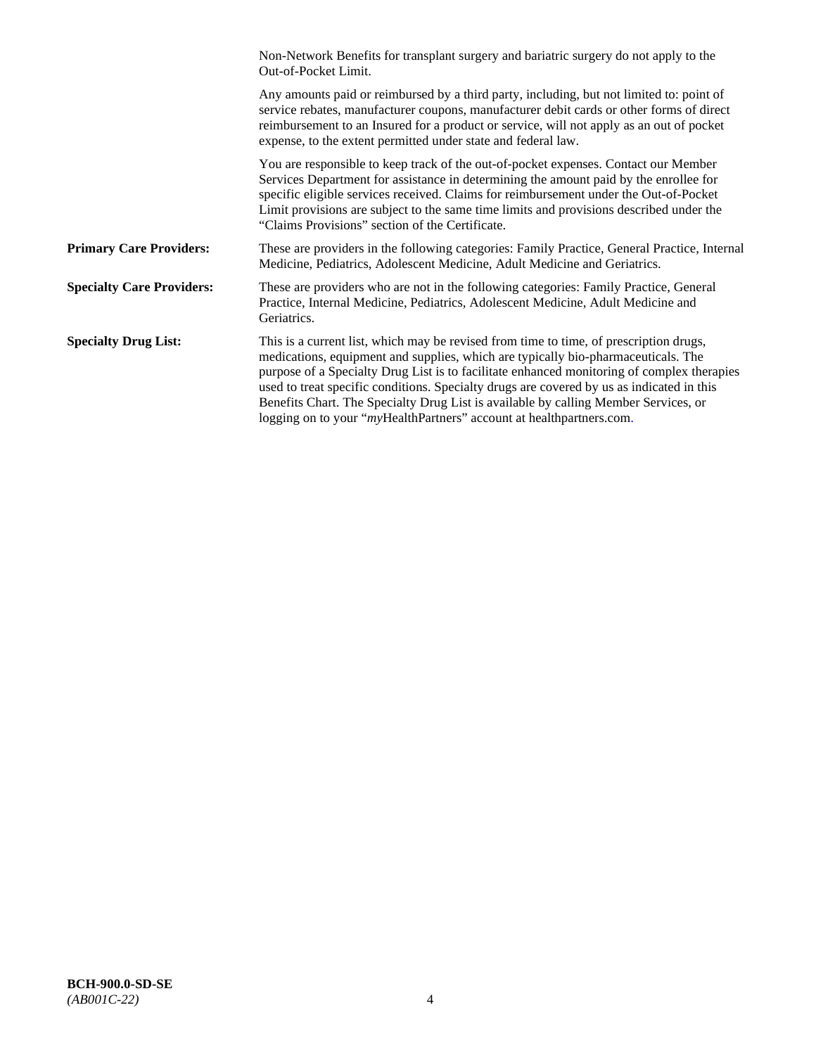Non-Network Benefits for transplant surgery and bariatric surgery do not apply to the Out-of-Pocket Limit.

Any amounts paid or reimbursed by a third party, including, but not limited to: point of service rebates, manufacturer coupons, manufacturer debit cards or other forms of direct reimbursement to an Insured for a product or service, will not apply as an out of pocket expense, to the extent permitted under state and federal law.

You are responsible to keep track of the out-of-pocket expenses. Contact our Member Services Department for assistance in determining the amount paid by the enrollee for specific eligible services received. Claims for reimbursement under the Out-of-Pocket Limit provisions are subject to the same time limits and provisions described under the "Claims Provisions" section of the Certificate.

**Primary Care Providers:** These are providers in the following categories: Family Practice, General Practice, Internal Medicine, Pediatrics, Adolescent Medicine, Adult Medicine and Geriatrics.

**Specialty Care Providers:** These are providers who are not in the following categories: Family Practice, General Practice, Internal Medicine, Pediatrics, Adolescent Medicine, Adult Medicine and Geriatrics.

**Specialty Drug List:** This is a current list, which may be revised from time to time, of prescription drugs, medications, equipment and supplies, which are typically bio-pharmaceuticals. The purpose of a Specialty Drug List is to facilitate enhanced monitoring of complex therapies used to treat specific conditions. Specialty drugs are covered by us as indicated in this Benefits Chart. The Specialty Drug List is available by calling Member Services, or logging on to your "*my*HealthPartners" account at healthpartners.com.

**BCH-900.0-SD-SE**
*(AB001C-22)*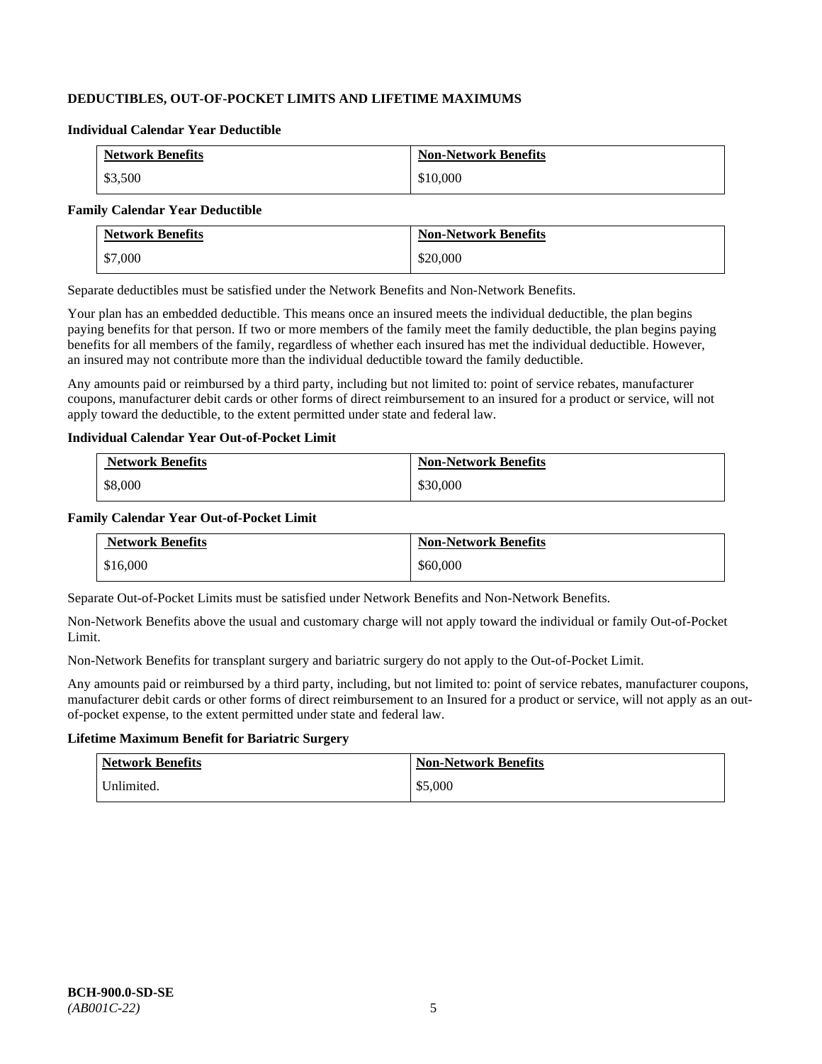**DEDUCTIBLES, OUT-OF-POCKET LIMITS AND LIFETIME MAXIMUMS**

**Individual Calendar Year Deductible**

| Network Benefits | Non-Network Benefits |
|---|---|
| $3,500 | $10,000 |

**Family Calendar Year Deductible**

| Network Benefits | Non-Network Benefits |
|---|---|
| $7,000 | $20,000 |

Separate deductibles must be satisfied under the Network Benefits and Non-Network Benefits.

Your plan has an embedded deductible. This means once an insured meets the individual deductible, the plan begins paying benefits for that person. If two or more members of the family meet the family deductible, the plan begins paying benefits for all members of the family, regardless of whether each insured has met the individual deductible. However, an insured may not contribute more than the individual deductible toward the family deductible.

Any amounts paid or reimbursed by a third party, including but not limited to: point of service rebates, manufacturer coupons, manufacturer debit cards or other forms of direct reimbursement to an insured for a product or service, will not apply toward the deductible, to the extent permitted under state and federal law.

**Individual Calendar Year Out-of-Pocket Limit**

| Network Benefits | Non-Network Benefits |
|---|---|
| $8,000 | $30,000 |

**Family Calendar Year Out-of-Pocket Limit**

| Network Benefits | Non-Network Benefits |
|---|---|
| $16,000 | $60,000 |

Separate Out-of-Pocket Limits must be satisfied under Network Benefits and Non-Network Benefits.

Non-Network Benefits above the usual and customary charge will not apply toward the individual or family Out-of-Pocket Limit.

Non-Network Benefits for transplant surgery and bariatric surgery do not apply to the Out-of-Pocket Limit.

Any amounts paid or reimbursed by a third party, including, but not limited to: point of service rebates, manufacturer coupons, manufacturer debit cards or other forms of direct reimbursement to an Insured for a product or service, will not apply as an out-of-pocket expense, to the extent permitted under state and federal law.

**Lifetime Maximum Benefit for Bariatric Surgery**

| Network Benefits | Non-Network Benefits |
|---|---|
| Unlimited. | $5,000 |

**BCH-900.0-SD-SE**
*(AB001C-22)*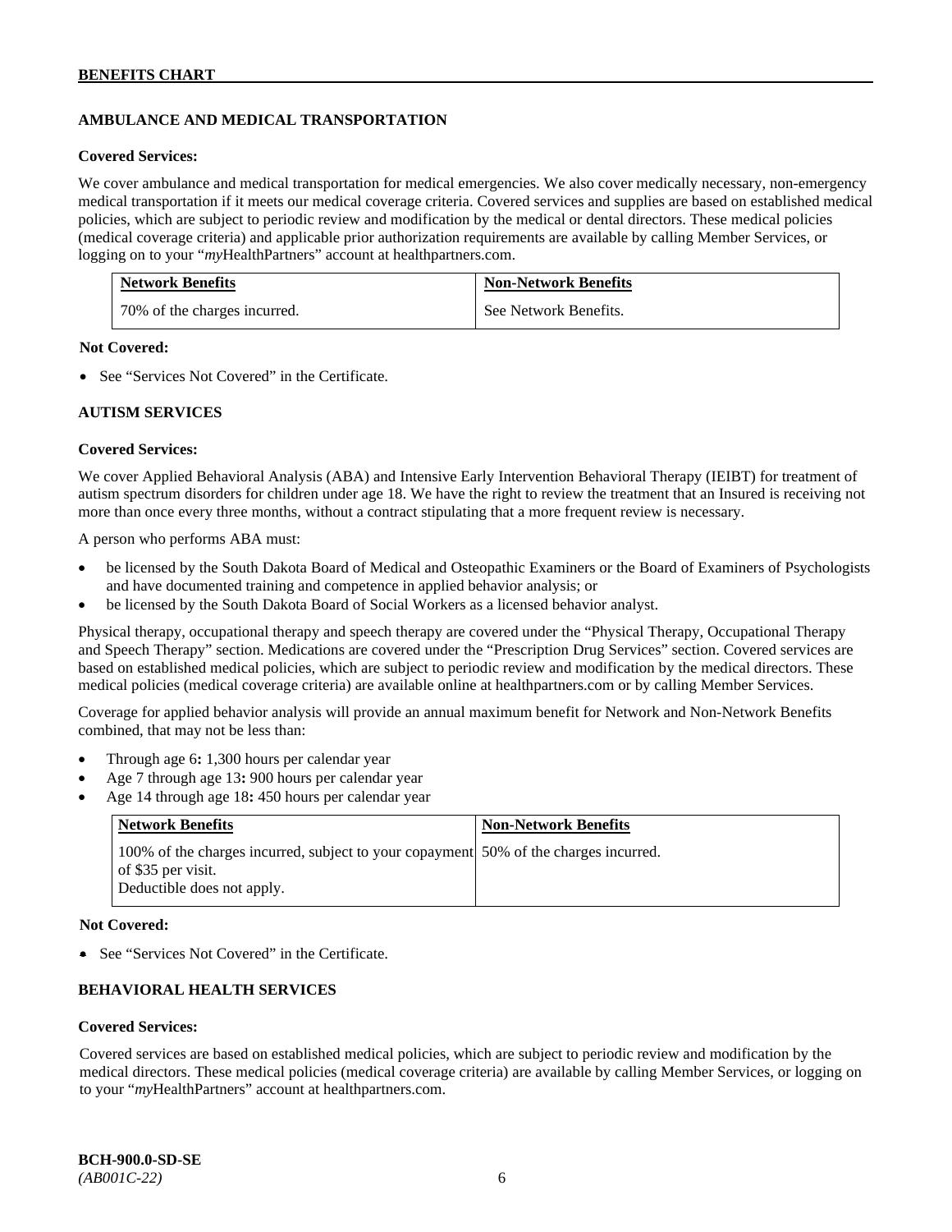## AMBULANCE AND MEDICAL TRANSPORTATION

**Covered Services:**

We cover ambulance and medical transportation for medical emergencies. We also cover medically necessary, non-emergency medical transportation if it meets our medical coverage criteria. Covered services and supplies are based on established medical policies, which are subject to periodic review and modification by the medical or dental directors. These medical policies (medical coverage criteria) and applicable prior authorization requirements are available by calling Member Services, or logging on to your "*my*HealthPartners" account at healthpartners.com.

| Network Benefits | Non-Network Benefits |
| --- | --- |
| 70% of the charges incurred. | See Network Benefits. |

**Not Covered:**

- See "Services Not Covered" in the Certificate.

## AUTISM SERVICES

**Covered Services:**

We cover Applied Behavioral Analysis (ABA) and Intensive Early Intervention Behavioral Therapy (IEIBT) for treatment of autism spectrum disorders for children under age 18. We have the right to review the treatment that an Insured is receiving not more than once every three months, without a contract stipulating that a more frequent review is necessary.

A person who performs ABA must:

- be licensed by the South Dakota Board of Medical and Osteopathic Examiners or the Board of Examiners of Psychologists and have documented training and competence in applied behavior analysis; or
- be licensed by the South Dakota Board of Social Workers as a licensed behavior analyst.

Physical therapy, occupational therapy and speech therapy are covered under the "Physical Therapy, Occupational Therapy and Speech Therapy" section. Medications are covered under the "Prescription Drug Services" section. Covered services are based on established medical policies, which are subject to periodic review and modification by the medical directors. These medical policies (medical coverage criteria) are available online at healthpartners.com or by calling Member Services.

Coverage for applied behavior analysis will provide an annual maximum benefit for Network and Non-Network Benefits combined, that may not be less than:

- Through age 6**:** 1,300 hours per calendar year
- Age 7 through age 13**:** 900 hours per calendar year
- Age 14 through age 18**:** 450 hours per calendar year

| Network Benefits | Non-Network Benefits |
| --- | --- |
| 100% of the charges incurred, subject to your copayment of $35 per visit.<br>Deductible does not apply. | 50% of the charges incurred. |

**Not Covered:**

- See "Services Not Covered" in the Certificate.

## BEHAVIORAL HEALTH SERVICES

**Covered Services:**

Covered services are based on established medical policies, which are subject to periodic review and modification by the medical directors. These medical policies (medical coverage criteria) are available by calling Member Services, or logging on to your "*my*HealthPartners" account at healthpartners.com.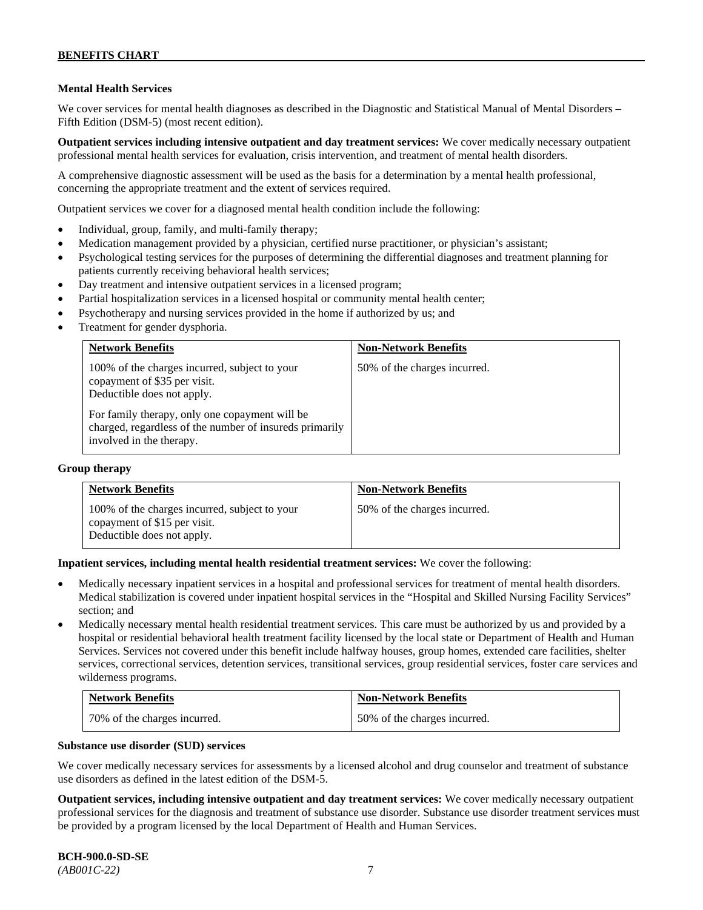## Mental Health Services

We cover services for mental health diagnoses as described in the Diagnostic and Statistical Manual of Mental Disorders – Fifth Edition (DSM-5) (most recent edition).

**Outpatient services including intensive outpatient and day treatment services:** We cover medically necessary outpatient professional mental health services for evaluation, crisis intervention, and treatment of mental health disorders.

A comprehensive diagnostic assessment will be used as the basis for a determination by a mental health professional, concerning the appropriate treatment and the extent of services required.

Outpatient services we cover for a diagnosed mental health condition include the following:

- Individual, group, family, and multi-family therapy;
- Medication management provided by a physician, certified nurse practitioner, or physician's assistant;
- Psychological testing services for the purposes of determining the differential diagnoses and treatment planning for patients currently receiving behavioral health services;
- Day treatment and intensive outpatient services in a licensed program;
- Partial hospitalization services in a licensed hospital or community mental health center;
- Psychotherapy and nursing services provided in the home if authorized by us; and
- Treatment for gender dysphoria.

| Network Benefits | Non-Network Benefits |
|---|---|
| 100% of the charges incurred, subject to your copayment of $35 per visit. Deductible does not apply.<br><br>For family therapy, only one copayment will be charged, regardless of the number of insureds primarily involved in the therapy. | 50% of the charges incurred. |

**Group therapy**

| Network Benefits | Non-Network Benefits |
|---|---|
| 100% of the charges incurred, subject to your copayment of $15 per visit. Deductible does not apply. | 50% of the charges incurred. |

**Inpatient services, including mental health residential treatment services:** We cover the following:

- Medically necessary inpatient services in a hospital and professional services for treatment of mental health disorders. Medical stabilization is covered under inpatient hospital services in the "Hospital and Skilled Nursing Facility Services" section; and
- Medically necessary mental health residential treatment services. This care must be authorized by us and provided by a hospital or residential behavioral health treatment facility licensed by the local state or Department of Health and Human Services. Services not covered under this benefit include halfway houses, group homes, extended care facilities, shelter services, correctional services, detention services, transitional services, group residential services, foster care services and wilderness programs.

| Network Benefits | Non-Network Benefits |
|---|---|
| 70% of the charges incurred. | 50% of the charges incurred. |

**Substance use disorder (SUD) services**

We cover medically necessary services for assessments by a licensed alcohol and drug counselor and treatment of substance use disorders as defined in the latest edition of the DSM-5.

**Outpatient services, including intensive outpatient and day treatment services:** We cover medically necessary outpatient professional services for the diagnosis and treatment of substance use disorder. Substance use disorder treatment services must be provided by a program licensed by the local Department of Health and Human Services.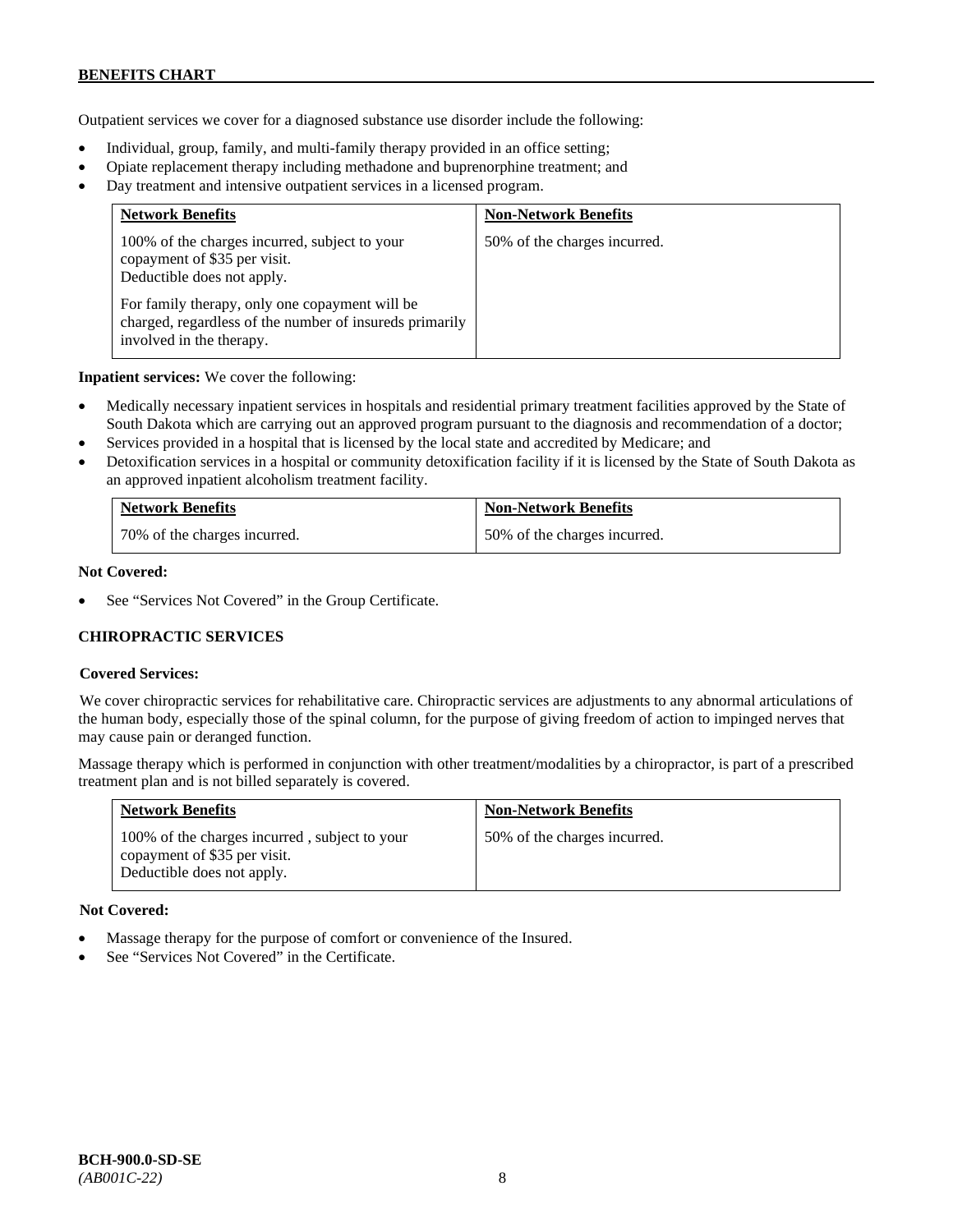Outpatient services we cover for a diagnosed substance use disorder include the following:

- Individual, group, family, and multi-family therapy provided in an office setting;
- Opiate replacement therapy including methadone and buprenorphine treatment; and
- Day treatment and intensive outpatient services in a licensed program.

| Network Benefits | Non-Network Benefits |
| --- | --- |
| 100% of the charges incurred, subject to your copayment of $35 per visit. Deductible does not apply.<br><br>For family therapy, only one copayment will be charged, regardless of the number of insureds primarily involved in the therapy. | 50% of the charges incurred. |

**Inpatient services:** We cover the following:

- Medically necessary inpatient services in hospitals and residential primary treatment facilities approved by the State of South Dakota which are carrying out an approved program pursuant to the diagnosis and recommendation of a doctor;
- Services provided in a hospital that is licensed by the local state and accredited by Medicare; and
- Detoxification services in a hospital or community detoxification facility if it is licensed by the State of South Dakota as an approved inpatient alcoholism treatment facility.

| Network Benefits | Non-Network Benefits |
| --- | --- |
| 70% of the charges incurred. | 50% of the charges incurred. |

**Not Covered:**

- See "Services Not Covered" in the Group Certificate.

### CHIROPRACTIC SERVICES

**Covered Services:**

We cover chiropractic services for rehabilitative care. Chiropractic services are adjustments to any abnormal articulations of the human body, especially those of the spinal column, for the purpose of giving freedom of action to impinged nerves that may cause pain or deranged function.

Massage therapy which is performed in conjunction with other treatment/modalities by a chiropractor, is part of a prescribed treatment plan and is not billed separately is covered.

| Network Benefits | Non-Network Benefits |
| --- | --- |
| 100% of the charges incurred , subject to your copayment of $35 per visit. Deductible does not apply. | 50% of the charges incurred. |

**Not Covered:**

- Massage therapy for the purpose of comfort or convenience of the Insured.
- See "Services Not Covered" in the Certificate.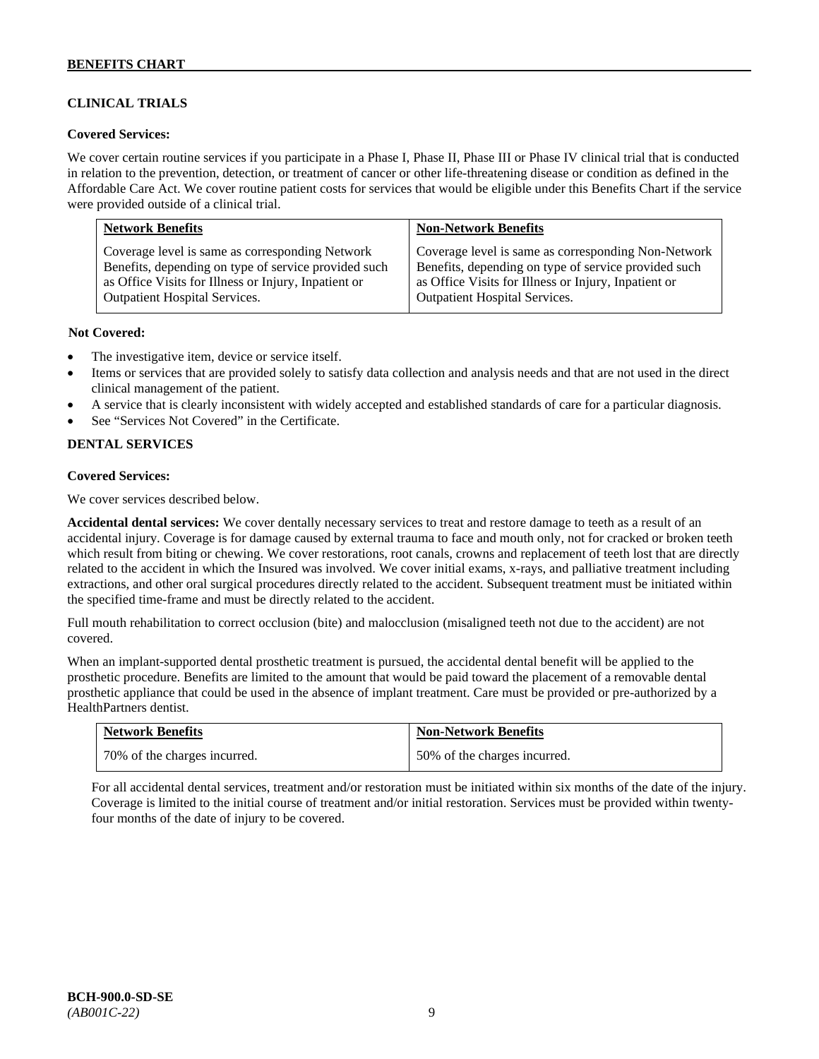## CLINICAL TRIALS

**Covered Services:**

We cover certain routine services if you participate in a Phase I, Phase II, Phase III or Phase IV clinical trial that is conducted in relation to the prevention, detection, or treatment of cancer or other life-threatening disease or condition as defined in the Affordable Care Act. We cover routine patient costs for services that would be eligible under this Benefits Chart if the service were provided outside of a clinical trial.

| Network Benefits | Non-Network Benefits |
| --- | --- |
| Coverage level is same as corresponding Network Benefits, depending on type of service provided such as Office Visits for Illness or Injury, Inpatient or Outpatient Hospital Services. | Coverage level is same as corresponding Non-Network Benefits, depending on type of service provided such as Office Visits for Illness or Injury, Inpatient or Outpatient Hospital Services. |

**Not Covered:**

- The investigative item, device or service itself.
- Items or services that are provided solely to satisfy data collection and analysis needs and that are not used in the direct clinical management of the patient.
- A service that is clearly inconsistent with widely accepted and established standards of care for a particular diagnosis.
- See "Services Not Covered" in the Certificate.

## DENTAL SERVICES

**Covered Services:**

We cover services described below.

**Accidental dental services:** We cover dentally necessary services to treat and restore damage to teeth as a result of an accidental injury. Coverage is for damage caused by external trauma to face and mouth only, not for cracked or broken teeth which result from biting or chewing. We cover restorations, root canals, crowns and replacement of teeth lost that are directly related to the accident in which the Insured was involved. We cover initial exams, x-rays, and palliative treatment including extractions, and other oral surgical procedures directly related to the accident. Subsequent treatment must be initiated within the specified time-frame and must be directly related to the accident.

Full mouth rehabilitation to correct occlusion (bite) and malocclusion (misaligned teeth not due to the accident) are not covered.

When an implant-supported dental prosthetic treatment is pursued, the accidental dental benefit will be applied to the prosthetic procedure. Benefits are limited to the amount that would be paid toward the placement of a removable dental prosthetic appliance that could be used in the absence of implant treatment. Care must be provided or pre-authorized by a HealthPartners dentist.

| Network Benefits | Non-Network Benefits |
| --- | --- |
| 70% of the charges incurred. | 50% of the charges incurred. |

For all accidental dental services, treatment and/or restoration must be initiated within six months of the date of the injury. Coverage is limited to the initial course of treatment and/or initial restoration. Services must be provided within twenty-four months of the date of injury to be covered.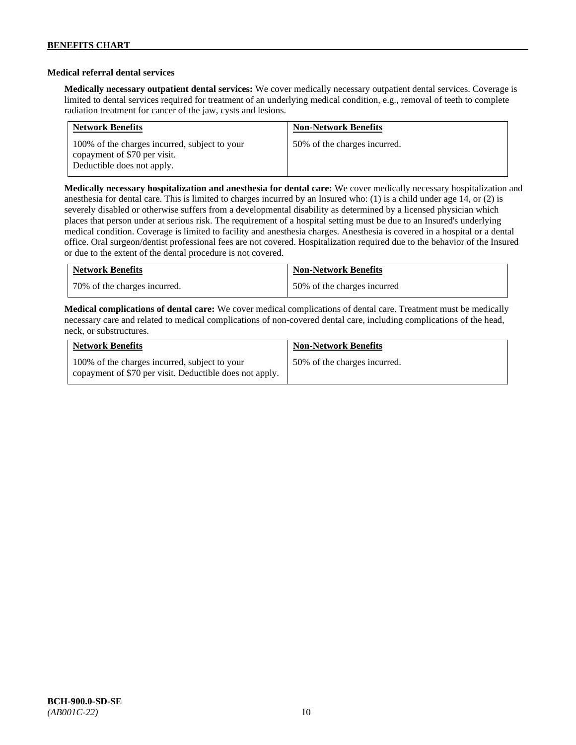### Medical referral dental services

**Medically necessary outpatient dental services:** We cover medically necessary outpatient dental services. Coverage is limited to dental services required for treatment of an underlying medical condition, e.g., removal of teeth to complete radiation treatment for cancer of the jaw, cysts and lesions.

| Network Benefits | Non-Network Benefits |
|---|---|
| 100% of the charges incurred, subject to your copayment of $70 per visit. Deductible does not apply. | 50% of the charges incurred. |

**Medically necessary hospitalization and anesthesia for dental care:** We cover medically necessary hospitalization and anesthesia for dental care. This is limited to charges incurred by an Insured who: (1) is a child under age 14, or (2) is severely disabled or otherwise suffers from a developmental disability as determined by a licensed physician which places that person under at serious risk. The requirement of a hospital setting must be due to an Insured's underlying medical condition. Coverage is limited to facility and anesthesia charges. Anesthesia is covered in a hospital or a dental office. Oral surgeon/dentist professional fees are not covered. Hospitalization required due to the behavior of the Insured or due to the extent of the dental procedure is not covered.

| Network Benefits | Non-Network Benefits |
|---|---|
| 70% of the charges incurred. | 50% of the charges incurred |

**Medical complications of dental care:** We cover medical complications of dental care. Treatment must be medically necessary care and related to medical complications of non-covered dental care, including complications of the head, neck, or substructures.

| Network Benefits | Non-Network Benefits |
|---|---|
| 100% of the charges incurred, subject to your copayment of $70 per visit. Deductible does not apply. | 50% of the charges incurred. |

**BCH-900.0-SD-SE**
*(AB001C-22)*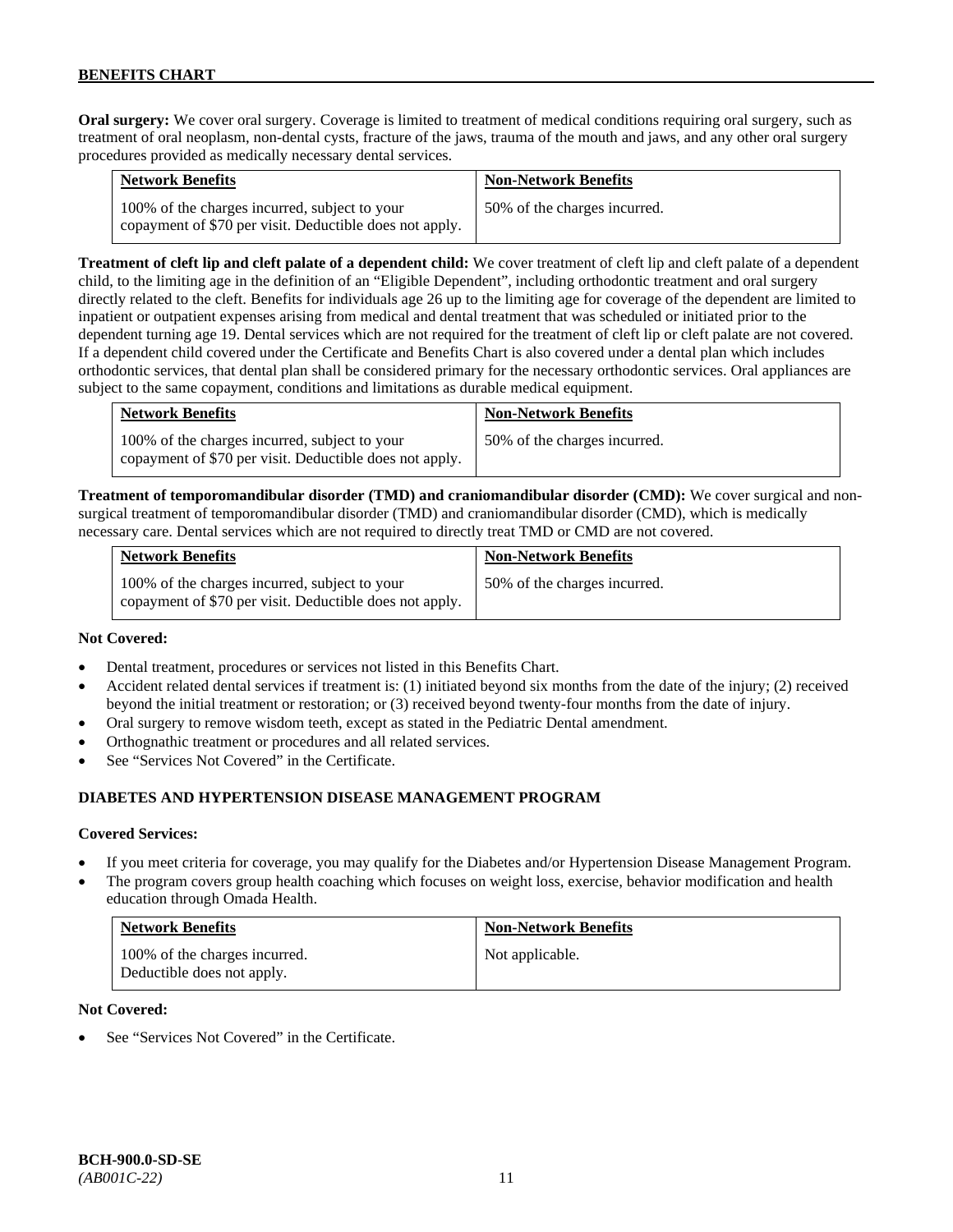**Oral surgery:** We cover oral surgery. Coverage is limited to treatment of medical conditions requiring oral surgery, such as treatment of oral neoplasm, non-dental cysts, fracture of the jaws, trauma of the mouth and jaws, and any other oral surgery procedures provided as medically necessary dental services.

| Network Benefits | Non-Network Benefits |
|---|---|
| 100% of the charges incurred, subject to your copayment of $70 per visit. Deductible does not apply. | 50% of the charges incurred. |

**Treatment of cleft lip and cleft palate of a dependent child:** We cover treatment of cleft lip and cleft palate of a dependent child, to the limiting age in the definition of an "Eligible Dependent", including orthodontic treatment and oral surgery directly related to the cleft. Benefits for individuals age 26 up to the limiting age for coverage of the dependent are limited to inpatient or outpatient expenses arising from medical and dental treatment that was scheduled or initiated prior to the dependent turning age 19. Dental services which are not required for the treatment of cleft lip or cleft palate are not covered. If a dependent child covered under the Certificate and Benefits Chart is also covered under a dental plan which includes orthodontic services, that dental plan shall be considered primary for the necessary orthodontic services. Oral appliances are subject to the same copayment, conditions and limitations as durable medical equipment.

| Network Benefits | Non-Network Benefits |
|---|---|
| 100% of the charges incurred, subject to your copayment of $70 per visit. Deductible does not apply. | 50% of the charges incurred. |

**Treatment of temporomandibular disorder (TMD) and craniomandibular disorder (CMD):** We cover surgical and non-surgical treatment of temporomandibular disorder (TMD) and craniomandibular disorder (CMD), which is medically necessary care. Dental services which are not required to directly treat TMD or CMD are not covered.

| Network Benefits | Non-Network Benefits |
|---|---|
| 100% of the charges incurred, subject to your copayment of $70 per visit. Deductible does not apply. | 50% of the charges incurred. |

**Not Covered:**

- Dental treatment, procedures or services not listed in this Benefits Chart.
- Accident related dental services if treatment is: (1) initiated beyond six months from the date of the injury; (2) received beyond the initial treatment or restoration; or (3) received beyond twenty-four months from the date of injury.
- Oral surgery to remove wisdom teeth, except as stated in the Pediatric Dental amendment.
- Orthognathic treatment or procedures and all related services.
- See "Services Not Covered" in the Certificate.

### DIABETES AND HYPERTENSION DISEASE MANAGEMENT PROGRAM

**Covered Services:**

- If you meet criteria for coverage, you may qualify for the Diabetes and/or Hypertension Disease Management Program.
- The program covers group health coaching which focuses on weight loss, exercise, behavior modification and health education through Omada Health.

| Network Benefits | Non-Network Benefits |
|---|---|
| 100% of the charges incurred. Deductible does not apply. | Not applicable. |

**Not Covered:**

- See "Services Not Covered" in the Certificate.

**BCH-900.0-SD-SE**
*(AB001C-22)*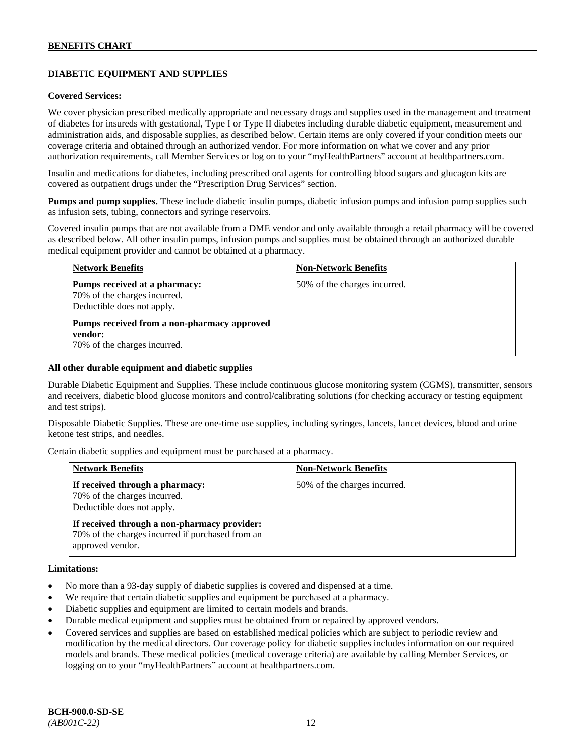## DIABETIC EQUIPMENT AND SUPPLIES

**Covered Services:**

We cover physician prescribed medically appropriate and necessary drugs and supplies used in the management and treatment of diabetes for insureds with gestational, Type I or Type II diabetes including durable diabetic equipment, measurement and administration aids, and disposable supplies, as described below. Certain items are only covered if your condition meets our coverage criteria and obtained through an authorized vendor. For more information on what we cover and any prior authorization requirements, call Member Services or log on to your "myHealthPartners" account at healthpartners.com.

Insulin and medications for diabetes, including prescribed oral agents for controlling blood sugars and glucagon kits are covered as outpatient drugs under the "Prescription Drug Services" section.

**Pumps and pump supplies.** These include diabetic insulin pumps, diabetic infusion pumps and infusion pump supplies such as infusion sets, tubing, connectors and syringe reservoirs.

Covered insulin pumps that are not available from a DME vendor and only available through a retail pharmacy will be covered as described below. All other insulin pumps, infusion pumps and supplies must be obtained through an authorized durable medical equipment provider and cannot be obtained at a pharmacy.

| Network Benefits | Non-Network Benefits |
|---|---|
| **Pumps received at a pharmacy:**<br>70% of the charges incurred.<br>Deductible does not apply.<br><br>**Pumps received from a non-pharmacy approved vendor:**<br>70% of the charges incurred. | 50% of the charges incurred. |

**All other durable equipment and diabetic supplies**

Durable Diabetic Equipment and Supplies. These include continuous glucose monitoring system (CGMS), transmitter, sensors and receivers, diabetic blood glucose monitors and control/calibrating solutions (for checking accuracy or testing equipment and test strips).

Disposable Diabetic Supplies. These are one-time use supplies, including syringes, lancets, lancet devices, blood and urine ketone test strips, and needles.

Certain diabetic supplies and equipment must be purchased at a pharmacy.

| Network Benefits | Non-Network Benefits |
|---|---|
| **If received through a pharmacy:**<br>70% of the charges incurred.<br>Deductible does not apply.<br><br>**If received through a non-pharmacy provider:**<br>70% of the charges incurred if purchased from an approved vendor. | 50% of the charges incurred. |

**Limitations:**

- No more than a 93-day supply of diabetic supplies is covered and dispensed at a time.
- We require that certain diabetic supplies and equipment be purchased at a pharmacy.
- Diabetic supplies and equipment are limited to certain models and brands.
- Durable medical equipment and supplies must be obtained from or repaired by approved vendors.
- Covered services and supplies are based on established medical policies which are subject to periodic review and modification by the medical directors. Our coverage policy for diabetic supplies includes information on our required models and brands. These medical policies (medical coverage criteria) are available by calling Member Services, or logging on to your "myHealthPartners" account at healthpartners.com.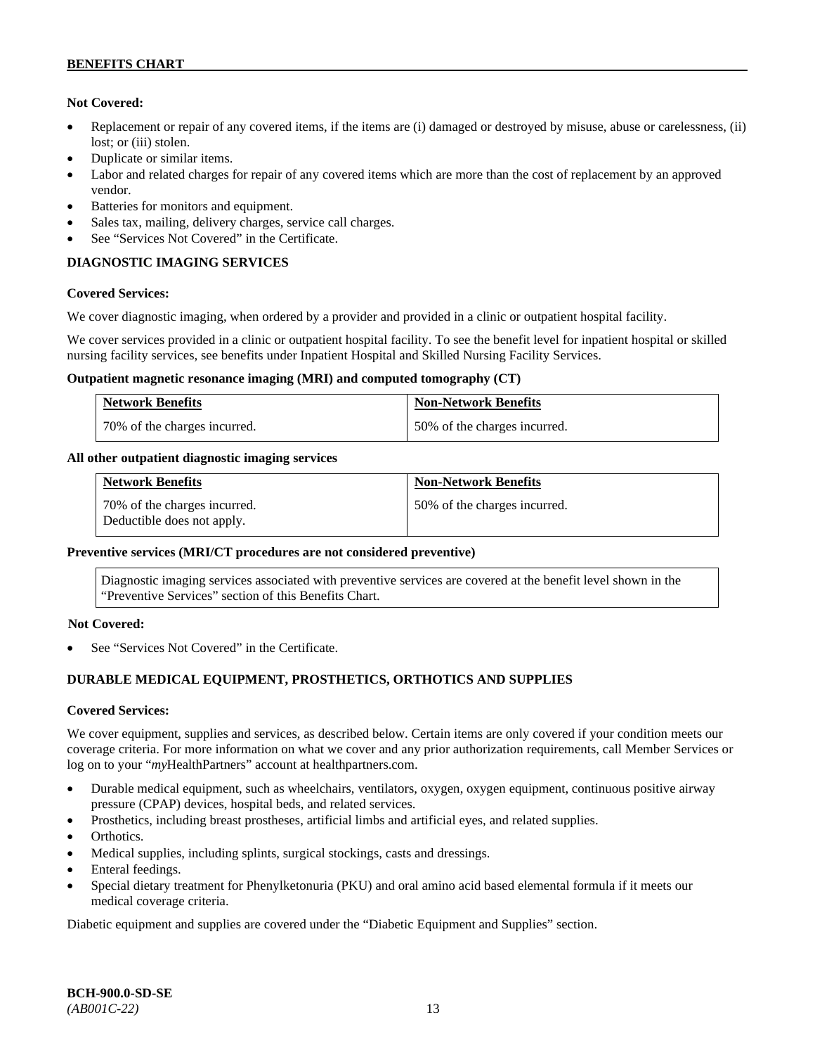**Not Covered:**

- Replacement or repair of any covered items, if the items are (i) damaged or destroyed by misuse, abuse or carelessness, (ii) lost; or (iii) stolen.
- Duplicate or similar items.
- Labor and related charges for repair of any covered items which are more than the cost of replacement by an approved vendor.
- Batteries for monitors and equipment.
- Sales tax, mailing, delivery charges, service call charges.
- See "Services Not Covered" in the Certificate.

## DIAGNOSTIC IMAGING SERVICES

**Covered Services:**

We cover diagnostic imaging, when ordered by a provider and provided in a clinic or outpatient hospital facility.

We cover services provided in a clinic or outpatient hospital facility. To see the benefit level for inpatient hospital or skilled nursing facility services, see benefits under Inpatient Hospital and Skilled Nursing Facility Services.

**Outpatient magnetic resonance imaging (MRI) and computed tomography (CT)**

| Network Benefits | Non-Network Benefits |
| --- | --- |
| 70% of the charges incurred. | 50% of the charges incurred. |

**All other outpatient diagnostic imaging services**

| Network Benefits | Non-Network Benefits |
| --- | --- |
| 70% of the charges incurred. Deductible does not apply. | 50% of the charges incurred. |

**Preventive services (MRI/CT procedures are not considered preventive)**

Diagnostic imaging services associated with preventive services are covered at the benefit level shown in the "Preventive Services" section of this Benefits Chart.

**Not Covered:**

- See "Services Not Covered" in the Certificate.

## DURABLE MEDICAL EQUIPMENT, PROSTHETICS, ORTHOTICS AND SUPPLIES

**Covered Services:**

We cover equipment, supplies and services, as described below. Certain items are only covered if your condition meets our coverage criteria. For more information on what we cover and any prior authorization requirements, call Member Services or log on to your "*my*HealthPartners" account at healthpartners.com.

- Durable medical equipment, such as wheelchairs, ventilators, oxygen, oxygen equipment, continuous positive airway pressure (CPAP) devices, hospital beds, and related services.
- Prosthetics, including breast prostheses, artificial limbs and artificial eyes, and related supplies.
- Orthotics.
- Medical supplies, including splints, surgical stockings, casts and dressings.
- Enteral feedings.
- Special dietary treatment for Phenylketonuria (PKU) and oral amino acid based elemental formula if it meets our medical coverage criteria.

Diabetic equipment and supplies are covered under the "Diabetic Equipment and Supplies" section.

**BCH-900.0-SD-SE**
*(AB001C-22)*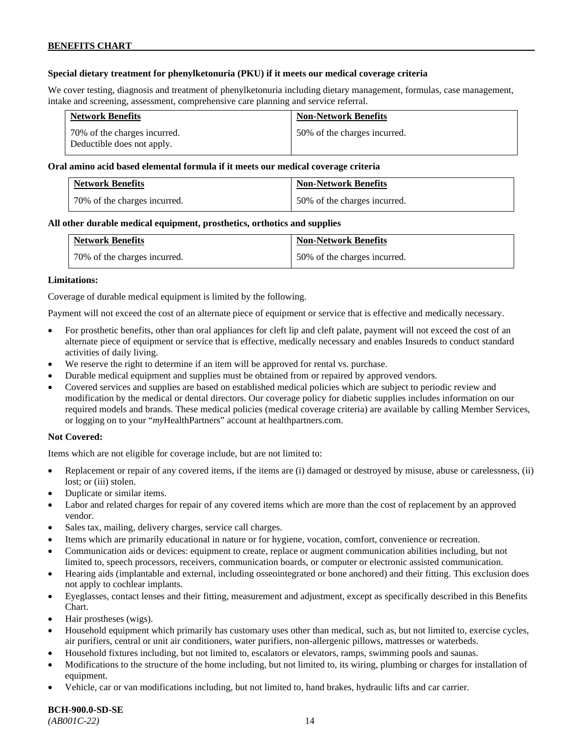**Special dietary treatment for phenylketonuria (PKU) if it meets our medical coverage criteria**

We cover testing, diagnosis and treatment of phenylketonuria including dietary management, formulas, case management, intake and screening, assessment, comprehensive care planning and service referral.

| Network Benefits | Non-Network Benefits |
|---|---|
| 70% of the charges incurred. Deductible does not apply. | 50% of the charges incurred. |

**Oral amino acid based elemental formula if it meets our medical coverage criteria**

| Network Benefits | Non-Network Benefits |
|---|---|
| 70% of the charges incurred. | 50% of the charges incurred. |

**All other durable medical equipment, prosthetics, orthotics and supplies**

| Network Benefits | Non-Network Benefits |
|---|---|
| 70% of the charges incurred. | 50% of the charges incurred. |

**Limitations:**

Coverage of durable medical equipment is limited by the following.

Payment will not exceed the cost of an alternate piece of equipment or service that is effective and medically necessary.

- For prosthetic benefits, other than oral appliances for cleft lip and cleft palate, payment will not exceed the cost of an alternate piece of equipment or service that is effective, medically necessary and enables Insureds to conduct standard activities of daily living.
- We reserve the right to determine if an item will be approved for rental vs. purchase.
- Durable medical equipment and supplies must be obtained from or repaired by approved vendors.
- Covered services and supplies are based on established medical policies which are subject to periodic review and modification by the medical or dental directors. Our coverage policy for diabetic supplies includes information on our required models and brands. These medical policies (medical coverage criteria) are available by calling Member Services, or logging on to your "*my*HealthPartners" account at healthpartners.com.

**Not Covered:**

Items which are not eligible for coverage include, but are not limited to:

- Replacement or repair of any covered items, if the items are (i) damaged or destroyed by misuse, abuse or carelessness, (ii) lost; or (iii) stolen.
- Duplicate or similar items.
- Labor and related charges for repair of any covered items which are more than the cost of replacement by an approved vendor.
- Sales tax, mailing, delivery charges, service call charges.
- Items which are primarily educational in nature or for hygiene, vocation, comfort, convenience or recreation.
- Communication aids or devices: equipment to create, replace or augment communication abilities including, but not limited to, speech processors, receivers, communication boards, or computer or electronic assisted communication.
- Hearing aids (implantable and external, including osseointegrated or bone anchored) and their fitting. This exclusion does not apply to cochlear implants.
- Eyeglasses, contact lenses and their fitting, measurement and adjustment, except as specifically described in this Benefits Chart.
- Hair prostheses (wigs).
- Household equipment which primarily has customary uses other than medical, such as, but not limited to, exercise cycles, air purifiers, central or unit air conditioners, water purifiers, non-allergenic pillows, mattresses or waterbeds.
- Household fixtures including, but not limited to, escalators or elevators, ramps, swimming pools and saunas.
- Modifications to the structure of the home including, but not limited to, its wiring, plumbing or charges for installation of equipment.
- Vehicle, car or van modifications including, but not limited to, hand brakes, hydraulic lifts and car carrier.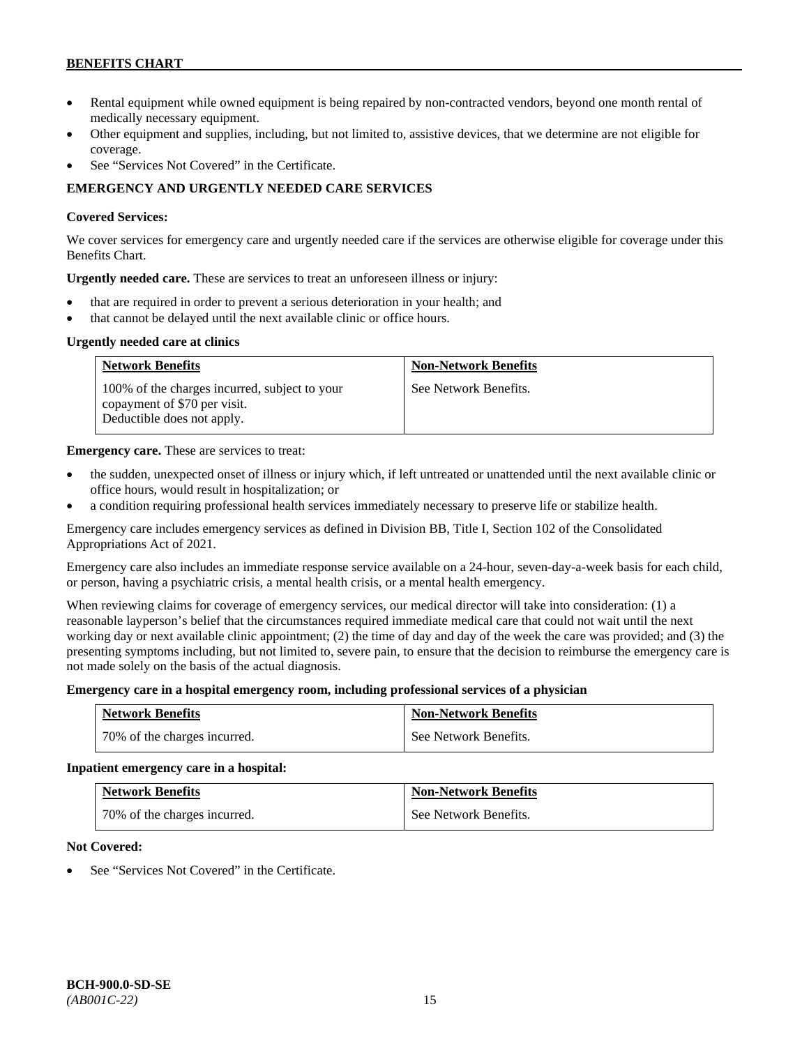- Rental equipment while owned equipment is being repaired by non-contracted vendors, beyond one month rental of medically necessary equipment.
- Other equipment and supplies, including, but not limited to, assistive devices, that we determine are not eligible for coverage.
- See "Services Not Covered" in the Certificate.

## EMERGENCY AND URGENTLY NEEDED CARE SERVICES

**Covered Services:**

We cover services for emergency care and urgently needed care if the services are otherwise eligible for coverage under this Benefits Chart.

**Urgently needed care.** These are services to treat an unforeseen illness or injury:

- that are required in order to prevent a serious deterioration in your health; and
- that cannot be delayed until the next available clinic or office hours.

**Urgently needed care at clinics**

| Network Benefits | Non-Network Benefits |
|---|---|
| 100% of the charges incurred, subject to your copayment of $70 per visit. Deductible does not apply. | See Network Benefits. |

**Emergency care.** These are services to treat:

- the sudden, unexpected onset of illness or injury which, if left untreated or unattended until the next available clinic or office hours, would result in hospitalization; or
- a condition requiring professional health services immediately necessary to preserve life or stabilize health.

Emergency care includes emergency services as defined in Division BB, Title I, Section 102 of the Consolidated Appropriations Act of 2021.

Emergency care also includes an immediate response service available on a 24-hour, seven-day-a-week basis for each child, or person, having a psychiatric crisis, a mental health crisis, or a mental health emergency.

When reviewing claims for coverage of emergency services, our medical director will take into consideration: (1) a reasonable layperson's belief that the circumstances required immediate medical care that could not wait until the next working day or next available clinic appointment; (2) the time of day and day of the week the care was provided; and (3) the presenting symptoms including, but not limited to, severe pain, to ensure that the decision to reimburse the emergency care is not made solely on the basis of the actual diagnosis.

**Emergency care in a hospital emergency room, including professional services of a physician**

| Network Benefits | Non-Network Benefits |
|---|---|
| 70% of the charges incurred. | See Network Benefits. |

**Inpatient emergency care in a hospital:**

| Network Benefits | Non-Network Benefits |
|---|---|
| 70% of the charges incurred. | See Network Benefits. |

**Not Covered:**

- See "Services Not Covered" in the Certificate.

**BCH-900.0-SD-SE**
*(AB001C-22)*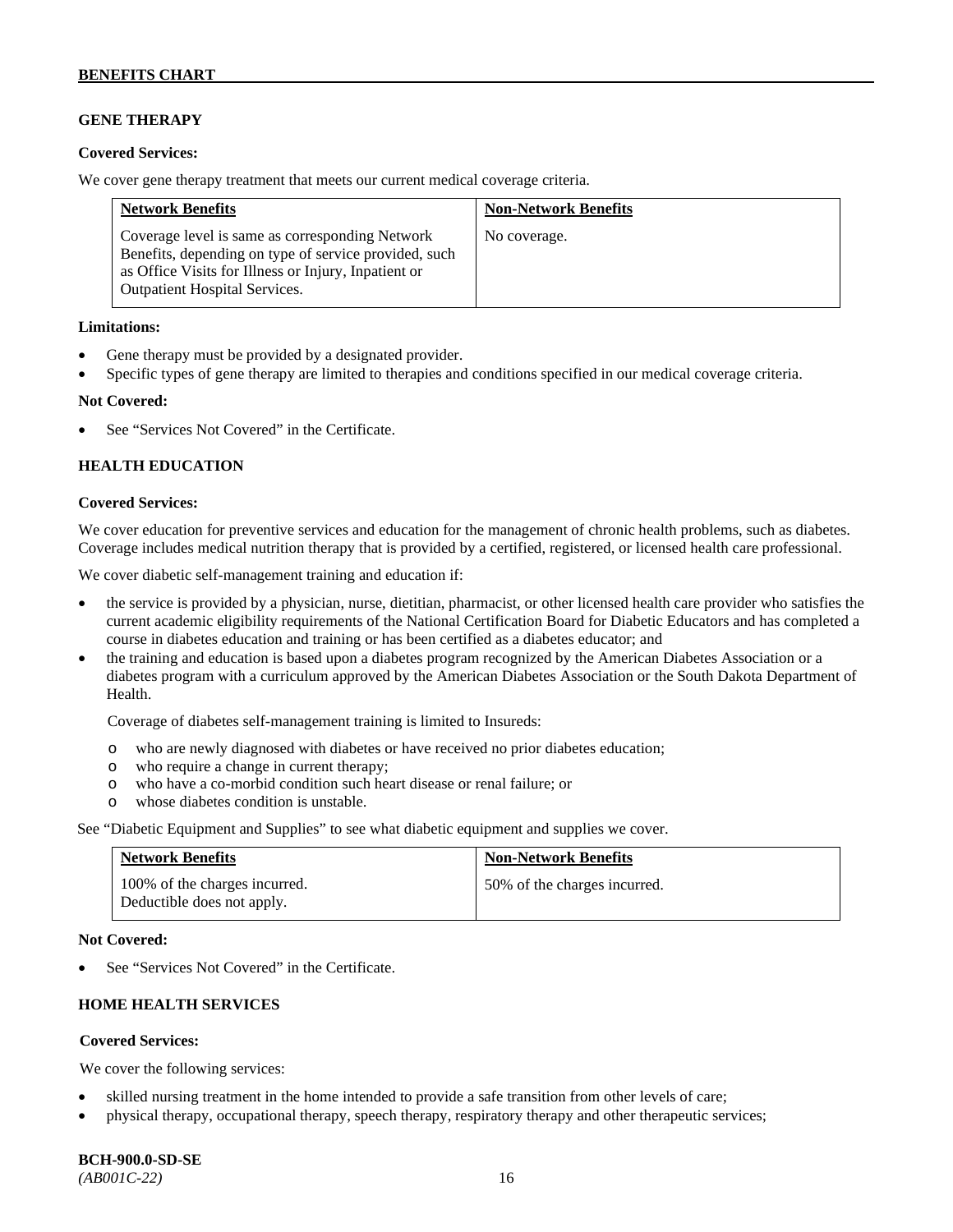## GENE THERAPY

**Covered Services:**

We cover gene therapy treatment that meets our current medical coverage criteria.

| Network Benefits | Non-Network Benefits |
|---|---|
| Coverage level is same as corresponding Network Benefits, depending on type of service provided, such as Office Visits for Illness or Injury, Inpatient or Outpatient Hospital Services. | No coverage. |

**Limitations:**

- Gene therapy must be provided by a designated provider.
- Specific types of gene therapy are limited to therapies and conditions specified in our medical coverage criteria.

**Not Covered:**

- See "Services Not Covered" in the Certificate.

## HEALTH EDUCATION

**Covered Services:**

We cover education for preventive services and education for the management of chronic health problems, such as diabetes. Coverage includes medical nutrition therapy that is provided by a certified, registered, or licensed health care professional.

We cover diabetic self-management training and education if:

- the service is provided by a physician, nurse, dietitian, pharmacist, or other licensed health care provider who satisfies the current academic eligibility requirements of the National Certification Board for Diabetic Educators and has completed a course in diabetes education and training or has been certified as a diabetes educator; and
- the training and education is based upon a diabetes program recognized by the American Diabetes Association or a diabetes program with a curriculum approved by the American Diabetes Association or the South Dakota Department of Health.

  Coverage of diabetes self-management training is limited to Insureds:

  - who are newly diagnosed with diabetes or have received no prior diabetes education;
  - who require a change in current therapy;
  - who have a co-morbid condition such heart disease or renal failure; or
  - whose diabetes condition is unstable.

See "Diabetic Equipment and Supplies" to see what diabetic equipment and supplies we cover.

| Network Benefits | Non-Network Benefits |
|---|---|
| 100% of the charges incurred. Deductible does not apply. | 50% of the charges incurred. |

**Not Covered:**

- See "Services Not Covered" in the Certificate.

## HOME HEALTH SERVICES

**Covered Services:**

We cover the following services:

- skilled nursing treatment in the home intended to provide a safe transition from other levels of care;
- physical therapy, occupational therapy, speech therapy, respiratory therapy and other therapeutic services;

**BCH-900.0-SD-SE**
*(AB001C-22)*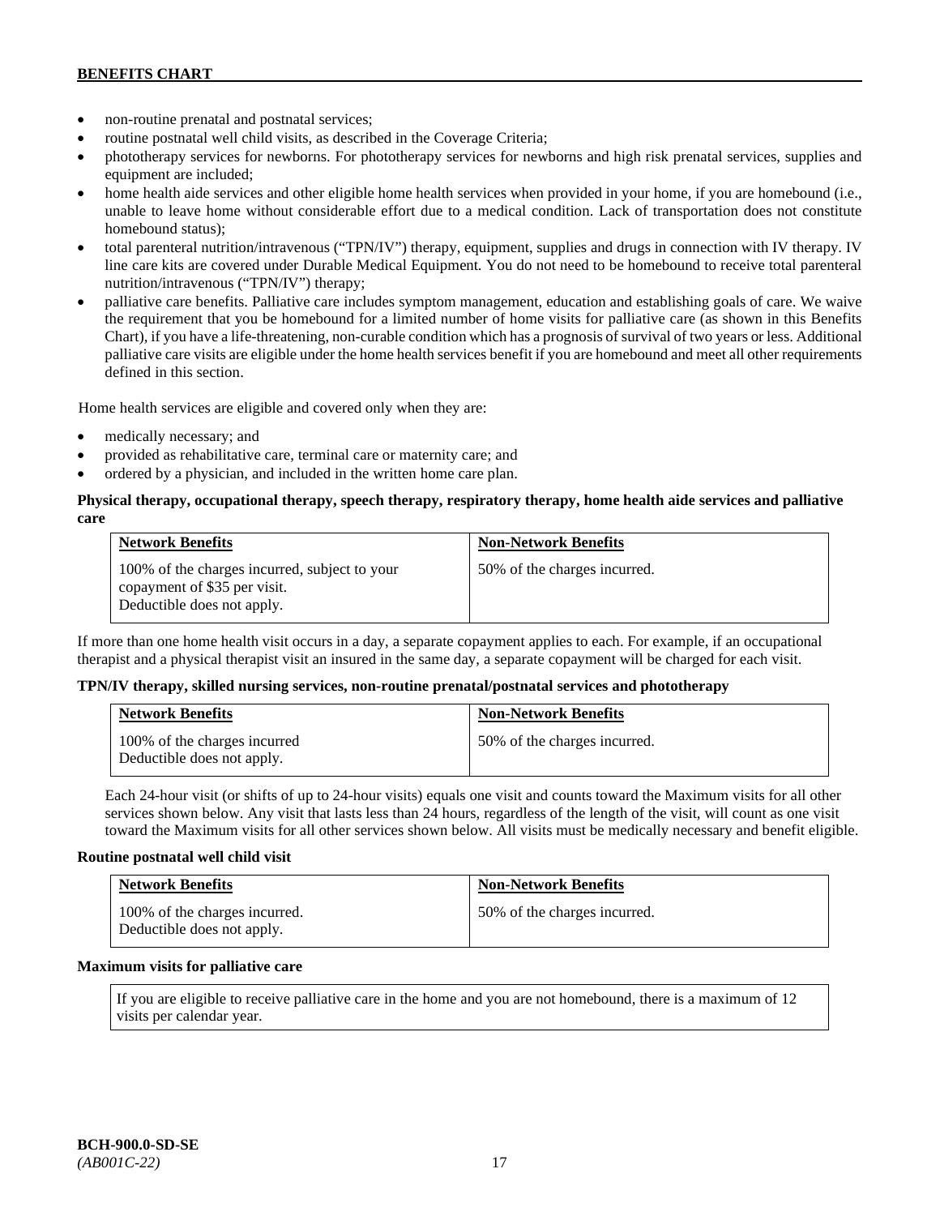- non-routine prenatal and postnatal services;
- routine postnatal well child visits, as described in the Coverage Criteria;
- phototherapy services for newborns. For phototherapy services for newborns and high risk prenatal services, supplies and equipment are included;
- home health aide services and other eligible home health services when provided in your home, if you are homebound (i.e., unable to leave home without considerable effort due to a medical condition. Lack of transportation does not constitute homebound status);
- total parenteral nutrition/intravenous ("TPN/IV") therapy, equipment, supplies and drugs in connection with IV therapy. IV line care kits are covered under Durable Medical Equipment. You do not need to be homebound to receive total parenteral nutrition/intravenous ("TPN/IV") therapy;
- palliative care benefits. Palliative care includes symptom management, education and establishing goals of care. We waive the requirement that you be homebound for a limited number of home visits for palliative care (as shown in this Benefits Chart), if you have a life-threatening, non-curable condition which has a prognosis of survival of two years or less. Additional palliative care visits are eligible under the home health services benefit if you are homebound and meet all other requirements defined in this section.

Home health services are eligible and covered only when they are:

- medically necessary; and
- provided as rehabilitative care, terminal care or maternity care; and
- ordered by a physician, and included in the written home care plan.

**Physical therapy, occupational therapy, speech therapy, respiratory therapy, home health aide services and palliative care**

| Network Benefits | Non-Network Benefits |
|---|---|
| 100% of the charges incurred, subject to your copayment of $35 per visit. Deductible does not apply. | 50% of the charges incurred. |

If more than one home health visit occurs in a day, a separate copayment applies to each. For example, if an occupational therapist and a physical therapist visit an insured in the same day, a separate copayment will be charged for each visit.

**TPN/IV therapy, skilled nursing services, non-routine prenatal/postnatal services and phototherapy**

| Network Benefits | Non-Network Benefits |
|---|---|
| 100% of the charges incurred Deductible does not apply. | 50% of the charges incurred. |

Each 24-hour visit (or shifts of up to 24-hour visits) equals one visit and counts toward the Maximum visits for all other services shown below. Any visit that lasts less than 24 hours, regardless of the length of the visit, will count as one visit toward the Maximum visits for all other services shown below. All visits must be medically necessary and benefit eligible.

**Routine postnatal well child visit**

| Network Benefits | Non-Network Benefits |
|---|---|
| 100% of the charges incurred. Deductible does not apply. | 50% of the charges incurred. |

**Maximum visits for palliative care**

| If you are eligible to receive palliative care in the home and you are not homebound, there is a maximum of 12 visits per calendar year. |
|---|

BCH-900.0-SD-SE
*(AB001C-22)*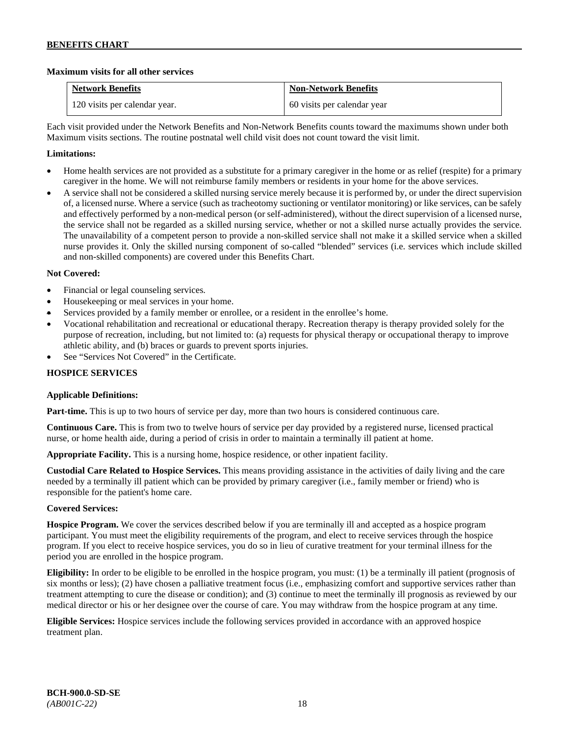**Maximum visits for all other services**

| Network Benefits | Non-Network Benefits |
|---|---|
| 120 visits per calendar year. | 60 visits per calendar year |

Each visit provided under the Network Benefits and Non-Network Benefits counts toward the maximums shown under both Maximum visits sections. The routine postnatal well child visit does not count toward the visit limit.

**Limitations:**

- Home health services are not provided as a substitute for a primary caregiver in the home or as relief (respite) for a primary caregiver in the home. We will not reimburse family members or residents in your home for the above services.
- A service shall not be considered a skilled nursing service merely because it is performed by, or under the direct supervision of, a licensed nurse. Where a service (such as tracheotomy suctioning or ventilator monitoring) or like services, can be safely and effectively performed by a non-medical person (or self-administered), without the direct supervision of a licensed nurse, the service shall not be regarded as a skilled nursing service, whether or not a skilled nurse actually provides the service. The unavailability of a competent person to provide a non-skilled service shall not make it a skilled service when a skilled nurse provides it. Only the skilled nursing component of so-called "blended" services (i.e. services which include skilled and non-skilled components) are covered under this Benefits Chart.

**Not Covered:**

- Financial or legal counseling services.
- Housekeeping or meal services in your home.
- Services provided by a family member or enrollee, or a resident in the enrollee's home.
- Vocational rehabilitation and recreational or educational therapy. Recreation therapy is therapy provided solely for the purpose of recreation, including, but not limited to: (a) requests for physical therapy or occupational therapy to improve athletic ability, and (b) braces or guards to prevent sports injuries.
- See "Services Not Covered" in the Certificate.

**HOSPICE SERVICES**

**Applicable Definitions:**

**Part-time.** This is up to two hours of service per day, more than two hours is considered continuous care.

**Continuous Care.** This is from two to twelve hours of service per day provided by a registered nurse, licensed practical nurse, or home health aide, during a period of crisis in order to maintain a terminally ill patient at home.

**Appropriate Facility.** This is a nursing home, hospice residence, or other inpatient facility.

**Custodial Care Related to Hospice Services.** This means providing assistance in the activities of daily living and the care needed by a terminally ill patient which can be provided by primary caregiver (i.e., family member or friend) who is responsible for the patient's home care.

**Covered Services:**

**Hospice Program.** We cover the services described below if you are terminally ill and accepted as a hospice program participant. You must meet the eligibility requirements of the program, and elect to receive services through the hospice program. If you elect to receive hospice services, you do so in lieu of curative treatment for your terminal illness for the period you are enrolled in the hospice program.

**Eligibility:** In order to be eligible to be enrolled in the hospice program, you must: (1) be a terminally ill patient (prognosis of six months or less); (2) have chosen a palliative treatment focus (i.e., emphasizing comfort and supportive services rather than treatment attempting to cure the disease or condition); and (3) continue to meet the terminally ill prognosis as reviewed by our medical director or his or her designee over the course of care. You may withdraw from the hospice program at any time.

**Eligible Services:** Hospice services include the following services provided in accordance with an approved hospice treatment plan.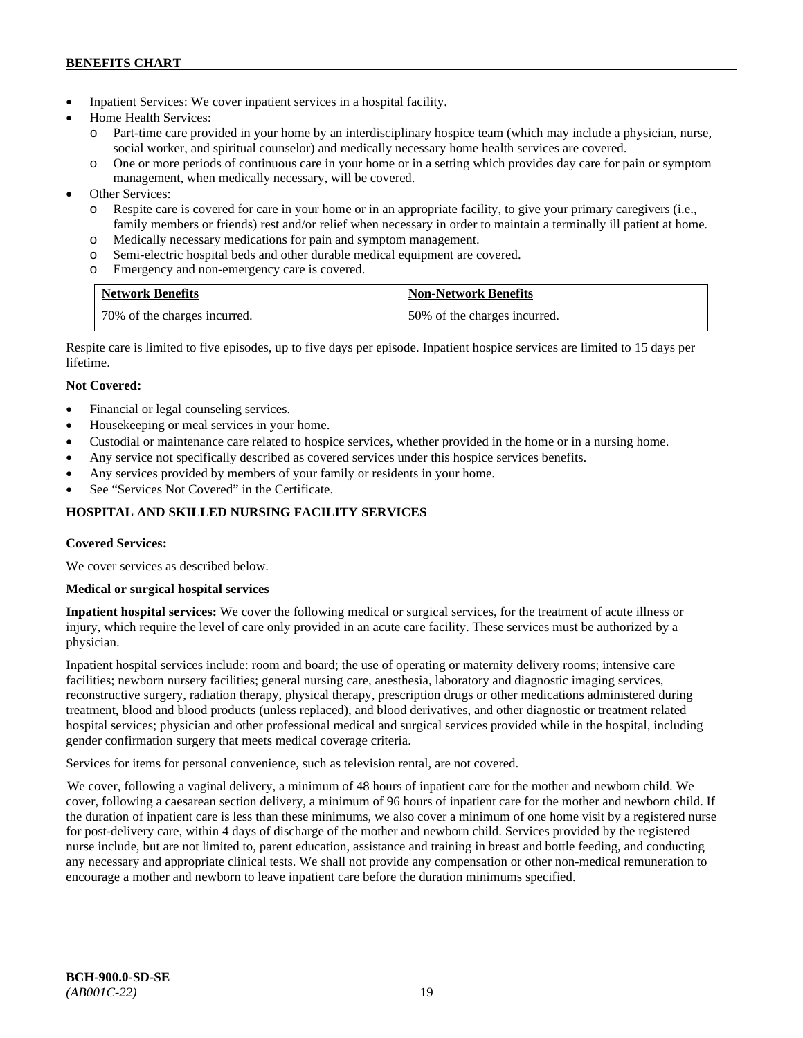- Inpatient Services: We cover inpatient services in a hospital facility.
- Home Health Services:
  - Part-time care provided in your home by an interdisciplinary hospice team (which may include a physician, nurse, social worker, and spiritual counselor) and medically necessary home health services are covered.
  - One or more periods of continuous care in your home or in a setting which provides day care for pain or symptom management, when medically necessary, will be covered.
- Other Services:
  - Respite care is covered for care in your home or in an appropriate facility, to give your primary caregivers (i.e., family members or friends) rest and/or relief when necessary in order to maintain a terminally ill patient at home.
  - Medically necessary medications for pain and symptom management.
  - Semi-electric hospital beds and other durable medical equipment are covered.
  - Emergency and non-emergency care is covered.

| Network Benefits | Non-Network Benefits |
|---|---|
| 70% of the charges incurred. | 50% of the charges incurred. |

Respite care is limited to five episodes, up to five days per episode. Inpatient hospice services are limited to 15 days per lifetime.

**Not Covered:**

- Financial or legal counseling services.
- Housekeeping or meal services in your home.
- Custodial or maintenance care related to hospice services, whether provided in the home or in a nursing home.
- Any service not specifically described as covered services under this hospice services benefits.
- Any services provided by members of your family or residents in your home.
- See "Services Not Covered" in the Certificate.

## HOSPITAL AND SKILLED NURSING FACILITY SERVICES

**Covered Services:**

We cover services as described below.

**Medical or surgical hospital services**

**Inpatient hospital services:** We cover the following medical or surgical services, for the treatment of acute illness or injury, which require the level of care only provided in an acute care facility. These services must be authorized by a physician.

Inpatient hospital services include: room and board; the use of operating or maternity delivery rooms; intensive care facilities; newborn nursery facilities; general nursing care, anesthesia, laboratory and diagnostic imaging services, reconstructive surgery, radiation therapy, physical therapy, prescription drugs or other medications administered during treatment, blood and blood products (unless replaced), and blood derivatives, and other diagnostic or treatment related hospital services; physician and other professional medical and surgical services provided while in the hospital, including gender confirmation surgery that meets medical coverage criteria.

Services for items for personal convenience, such as television rental, are not covered.

We cover, following a vaginal delivery, a minimum of 48 hours of inpatient care for the mother and newborn child. We cover, following a caesarean section delivery, a minimum of 96 hours of inpatient care for the mother and newborn child. If the duration of inpatient care is less than these minimums, we also cover a minimum of one home visit by a registered nurse for post-delivery care, within 4 days of discharge of the mother and newborn child. Services provided by the registered nurse include, but are not limited to, parent education, assistance and training in breast and bottle feeding, and conducting any necessary and appropriate clinical tests. We shall not provide any compensation or other non-medical remuneration to encourage a mother and newborn to leave inpatient care before the duration minimums specified.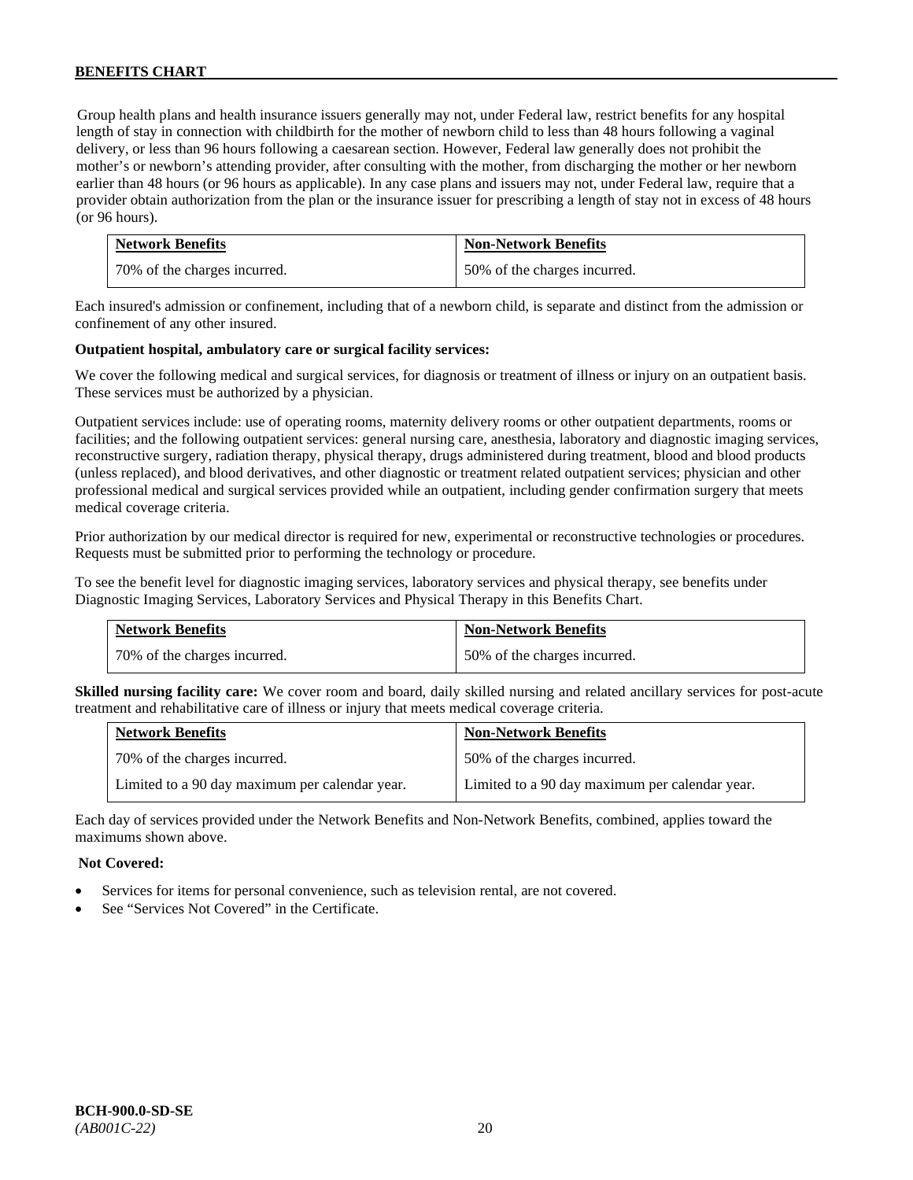Group health plans and health insurance issuers generally may not, under Federal law, restrict benefits for any hospital length of stay in connection with childbirth for the mother of newborn child to less than 48 hours following a vaginal delivery, or less than 96 hours following a caesarean section. However, Federal law generally does not prohibit the mother's or newborn's attending provider, after consulting with the mother, from discharging the mother or her newborn earlier than 48 hours (or 96 hours as applicable). In any case plans and issuers may not, under Federal law, require that a provider obtain authorization from the plan or the insurance issuer for prescribing a length of stay not in excess of 48 hours (or 96 hours).

| Network Benefits | Non-Network Benefits |
|---|---|
| 70% of the charges incurred. | 50% of the charges incurred. |

Each insured's admission or confinement, including that of a newborn child, is separate and distinct from the admission or confinement of any other insured.

**Outpatient hospital, ambulatory care or surgical facility services:**

We cover the following medical and surgical services, for diagnosis or treatment of illness or injury on an outpatient basis. These services must be authorized by a physician.

Outpatient services include: use of operating rooms, maternity delivery rooms or other outpatient departments, rooms or facilities; and the following outpatient services: general nursing care, anesthesia, laboratory and diagnostic imaging services, reconstructive surgery, radiation therapy, physical therapy, drugs administered during treatment, blood and blood products (unless replaced), and blood derivatives, and other diagnostic or treatment related outpatient services; physician and other professional medical and surgical services provided while an outpatient, including gender confirmation surgery that meets medical coverage criteria.

Prior authorization by our medical director is required for new, experimental or reconstructive technologies or procedures. Requests must be submitted prior to performing the technology or procedure.

To see the benefit level for diagnostic imaging services, laboratory services and physical therapy, see benefits under Diagnostic Imaging Services, Laboratory Services and Physical Therapy in this Benefits Chart.

| Network Benefits | Non-Network Benefits |
|---|---|
| 70% of the charges incurred. | 50% of the charges incurred. |

**Skilled nursing facility care:** We cover room and board, daily skilled nursing and related ancillary services for post-acute treatment and rehabilitative care of illness or injury that meets medical coverage criteria.

| Network Benefits | Non-Network Benefits |
|---|---|
| 70% of the charges incurred. | 50% of the charges incurred. |
| Limited to a 90 day maximum per calendar year. | Limited to a 90 day maximum per calendar year. |

Each day of services provided under the Network Benefits and Non-Network Benefits, combined, applies toward the maximums shown above.

**Not Covered:**

- Services for items for personal convenience, such as television rental, are not covered.
- See "Services Not Covered" in the Certificate.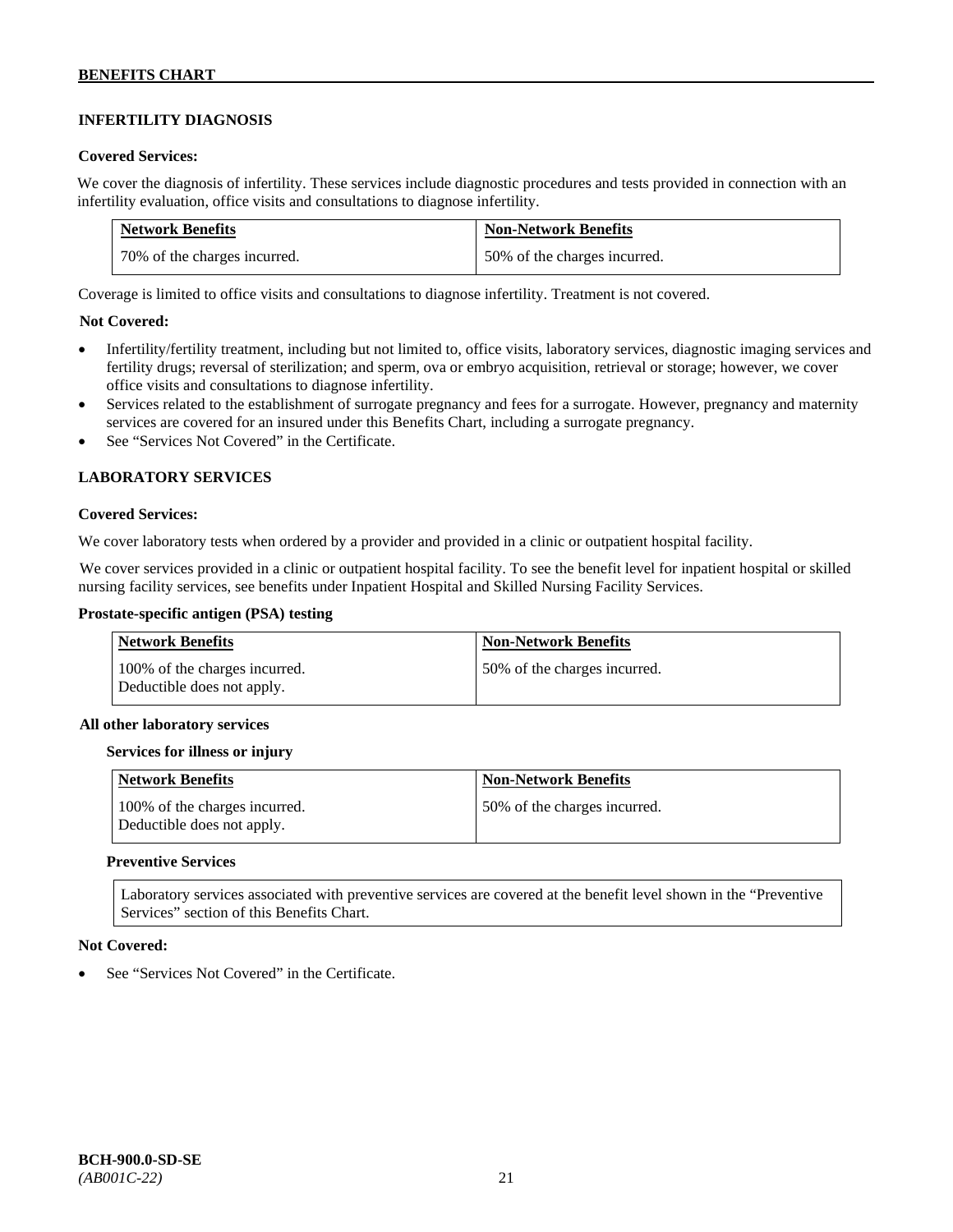## INFERTILITY DIAGNOSIS

**Covered Services:**

We cover the diagnosis of infertility. These services include diagnostic procedures and tests provided in connection with an infertility evaluation, office visits and consultations to diagnose infertility.

| Network Benefits | Non-Network Benefits |
|---|---|
| 70% of the charges incurred. | 50% of the charges incurred. |

Coverage is limited to office visits and consultations to diagnose infertility. Treatment is not covered.

**Not Covered:**

- Infertility/fertility treatment, including but not limited to, office visits, laboratory services, diagnostic imaging services and fertility drugs; reversal of sterilization; and sperm, ova or embryo acquisition, retrieval or storage; however, we cover office visits and consultations to diagnose infertility.
- Services related to the establishment of surrogate pregnancy and fees for a surrogate. However, pregnancy and maternity services are covered for an insured under this Benefits Chart, including a surrogate pregnancy.
- See "Services Not Covered" in the Certificate.

## LABORATORY SERVICES

**Covered Services:**

We cover laboratory tests when ordered by a provider and provided in a clinic or outpatient hospital facility.

We cover services provided in a clinic or outpatient hospital facility. To see the benefit level for inpatient hospital or skilled nursing facility services, see benefits under Inpatient Hospital and Skilled Nursing Facility Services.

**Prostate-specific antigen (PSA) testing**

| Network Benefits | Non-Network Benefits |
|---|---|
| 100% of the charges incurred. Deductible does not apply. | 50% of the charges incurred. |

**All other laboratory services**

**Services for illness or injury**

| Network Benefits | Non-Network Benefits |
|---|---|
| 100% of the charges incurred. Deductible does not apply. | 50% of the charges incurred. |

**Preventive Services**

Laboratory services associated with preventive services are covered at the benefit level shown in the "Preventive Services" section of this Benefits Chart.

**Not Covered:**

- See "Services Not Covered" in the Certificate.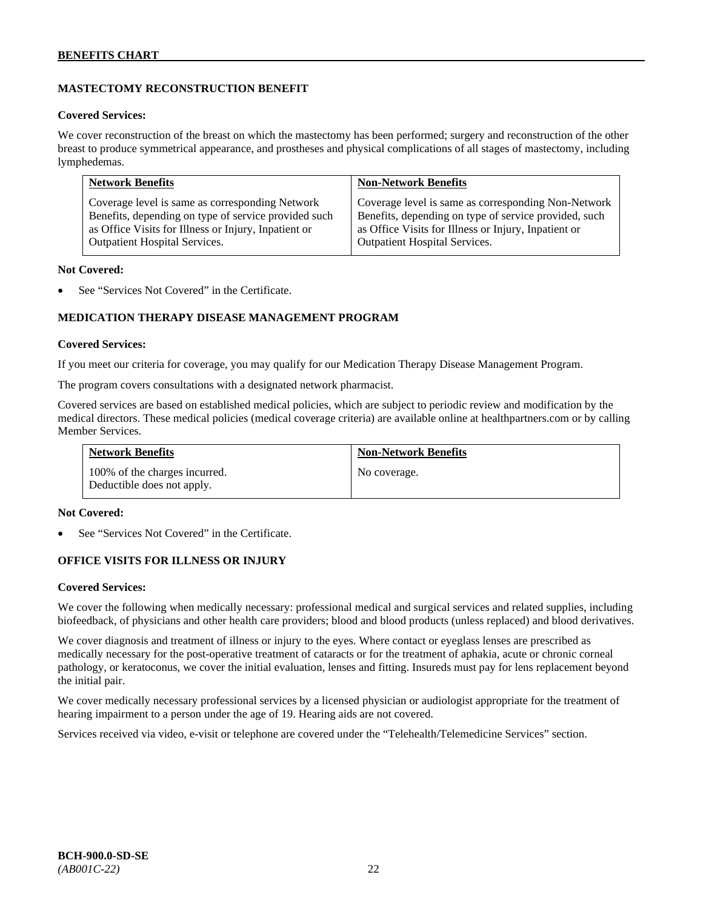## MASTECTOMY RECONSTRUCTION BENEFIT

**Covered Services:**

We cover reconstruction of the breast on which the mastectomy has been performed; surgery and reconstruction of the other breast to produce symmetrical appearance, and prostheses and physical complications of all stages of mastectomy, including lymphedemas.

| Network Benefits | Non-Network Benefits |
| --- | --- |
| Coverage level is same as corresponding Network Benefits, depending on type of service provided such as Office Visits for Illness or Injury, Inpatient or Outpatient Hospital Services. | Coverage level is same as corresponding Non-Network Benefits, depending on type of service provided, such as Office Visits for Illness or Injury, Inpatient or Outpatient Hospital Services. |

**Not Covered:**

- See "Services Not Covered" in the Certificate.

## MEDICATION THERAPY DISEASE MANAGEMENT PROGRAM

**Covered Services:**

If you meet our criteria for coverage, you may qualify for our Medication Therapy Disease Management Program.

The program covers consultations with a designated network pharmacist.

Covered services are based on established medical policies, which are subject to periodic review and modification by the medical directors. These medical policies (medical coverage criteria) are available online at healthpartners.com or by calling Member Services.

| Network Benefits | Non-Network Benefits |
| --- | --- |
| 100% of the charges incurred. Deductible does not apply. | No coverage. |

**Not Covered:**

- See "Services Not Covered" in the Certificate.

## OFFICE VISITS FOR ILLNESS OR INJURY

**Covered Services:**

We cover the following when medically necessary: professional medical and surgical services and related supplies, including biofeedback, of physicians and other health care providers; blood and blood products (unless replaced) and blood derivatives.

We cover diagnosis and treatment of illness or injury to the eyes. Where contact or eyeglass lenses are prescribed as medically necessary for the post-operative treatment of cataracts or for the treatment of aphakia, acute or chronic corneal pathology, or keratoconus, we cover the initial evaluation, lenses and fitting. Insureds must pay for lens replacement beyond the initial pair.

We cover medically necessary professional services by a licensed physician or audiologist appropriate for the treatment of hearing impairment to a person under the age of 19. Hearing aids are not covered.

Services received via video, e-visit or telephone are covered under the "Telehealth/Telemedicine Services" section.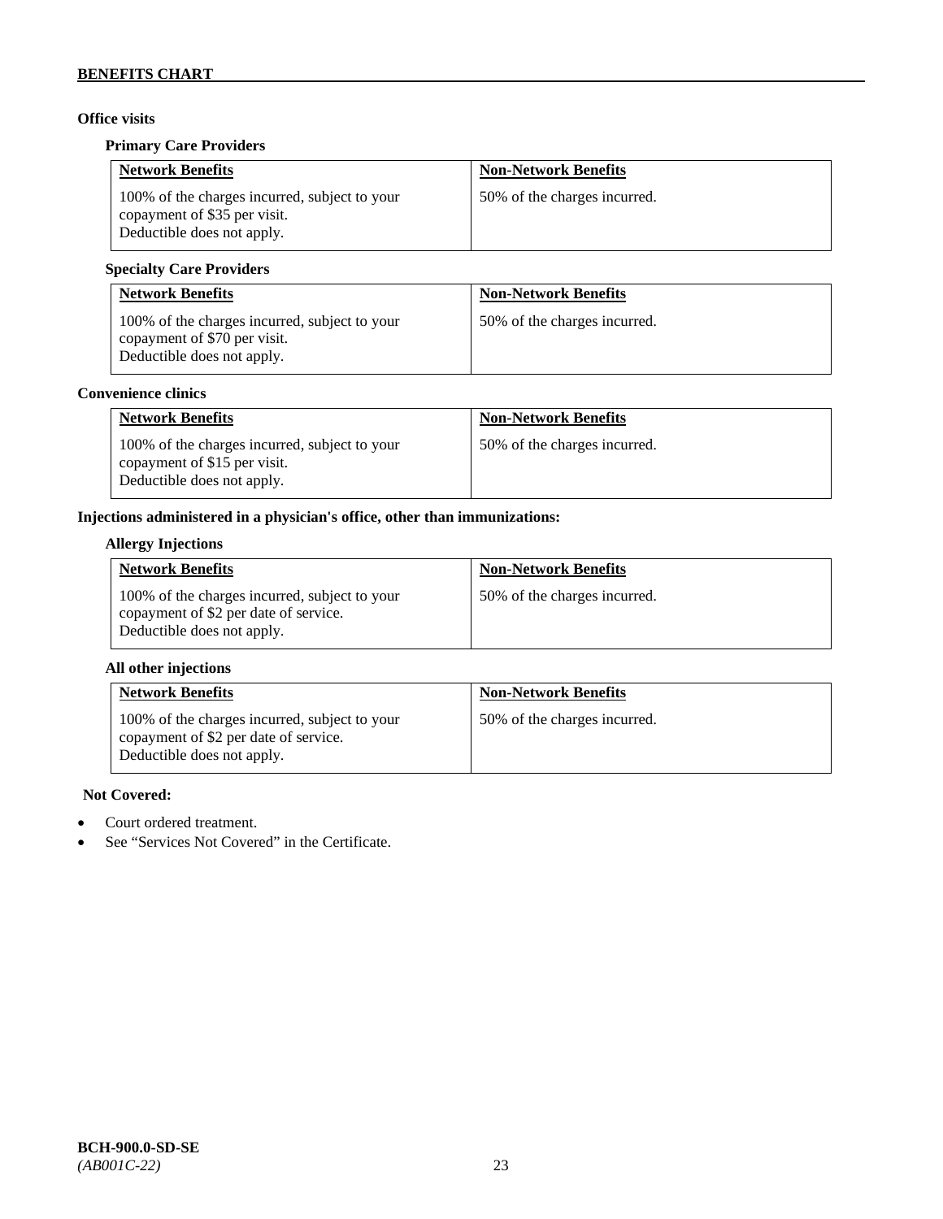### Office visits

#### Primary Care Providers

| Network Benefits | Non-Network Benefits |
|---|---|
| 100% of the charges incurred, subject to your copayment of $35 per visit. Deductible does not apply. | 50% of the charges incurred. |

#### Specialty Care Providers

| Network Benefits | Non-Network Benefits |
|---|---|
| 100% of the charges incurred, subject to your copayment of $70 per visit. Deductible does not apply. | 50% of the charges incurred. |

### Convenience clinics

| Network Benefits | Non-Network Benefits |
|---|---|
| 100% of the charges incurred, subject to your copayment of $15 per visit. Deductible does not apply. | 50% of the charges incurred. |

### Injections administered in a physician's office, other than immunizations:

#### Allergy Injections

| Network Benefits | Non-Network Benefits |
|---|---|
| 100% of the charges incurred, subject to your copayment of $2 per date of service. Deductible does not apply. | 50% of the charges incurred. |

#### All other injections

| Network Benefits | Non-Network Benefits |
|---|---|
| 100% of the charges incurred, subject to your copayment of $2 per date of service. Deductible does not apply. | 50% of the charges incurred. |

**Not Covered:**

- Court ordered treatment.
- See "Services Not Covered" in the Certificate.

**BCH-900.0-SD-SE**
*(AB001C-22)*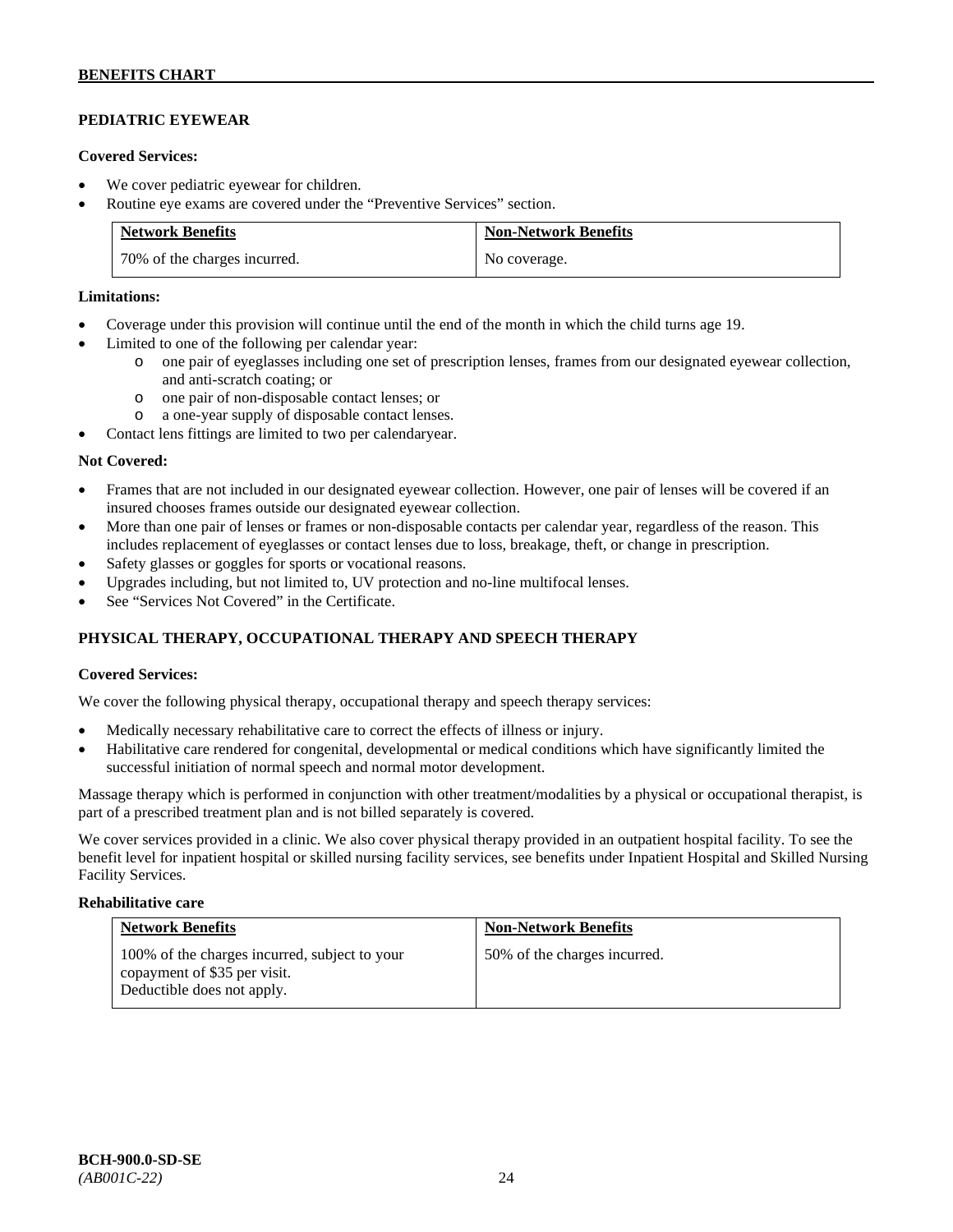## PEDIATRIC EYEWEAR

**Covered Services:**

- We cover pediatric eyewear for children.
- Routine eye exams are covered under the "Preventive Services" section.

| Network Benefits | Non-Network Benefits |
|---|---|
| 70% of the charges incurred. | No coverage. |

**Limitations:**

- Coverage under this provision will continue until the end of the month in which the child turns age 19.
- Limited to one of the following per calendar year:
  - one pair of eyeglasses including one set of prescription lenses, frames from our designated eyewear collection, and anti-scratch coating; or
  - one pair of non-disposable contact lenses; or
  - a one-year supply of disposable contact lenses.
- Contact lens fittings are limited to two per calendaryear.

**Not Covered:**

- Frames that are not included in our designated eyewear collection. However, one pair of lenses will be covered if an insured chooses frames outside our designated eyewear collection.
- More than one pair of lenses or frames or non-disposable contacts per calendar year, regardless of the reason. This includes replacement of eyeglasses or contact lenses due to loss, breakage, theft, or change in prescription.
- Safety glasses or goggles for sports or vocational reasons.
- Upgrades including, but not limited to, UV protection and no-line multifocal lenses.
- See "Services Not Covered" in the Certificate.

## PHYSICAL THERAPY, OCCUPATIONAL THERAPY AND SPEECH THERAPY

**Covered Services:**

We cover the following physical therapy, occupational therapy and speech therapy services:

- Medically necessary rehabilitative care to correct the effects of illness or injury.
- Habilitative care rendered for congenital, developmental or medical conditions which have significantly limited the successful initiation of normal speech and normal motor development.

Massage therapy which is performed in conjunction with other treatment/modalities by a physical or occupational therapist, is part of a prescribed treatment plan and is not billed separately is covered.

We cover services provided in a clinic. We also cover physical therapy provided in an outpatient hospital facility. To see the benefit level for inpatient hospital or skilled nursing facility services, see benefits under Inpatient Hospital and Skilled Nursing Facility Services.

**Rehabilitative care**

| Network Benefits | Non-Network Benefits |
|---|---|
| 100% of the charges incurred, subject to your copayment of $35 per visit. Deductible does not apply. | 50% of the charges incurred. |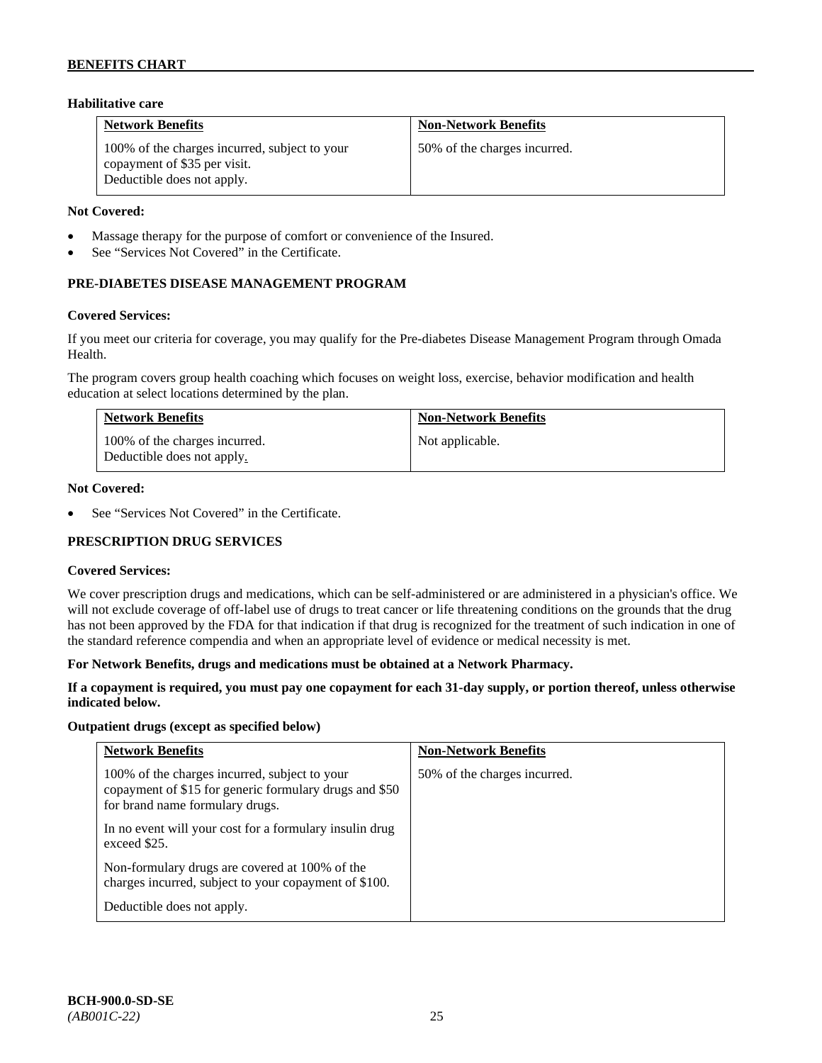**Habilitative care**

| Network Benefits | Non-Network Benefits |
|---|---|
| 100% of the charges incurred, subject to your copayment of $35 per visit. Deductible does not apply. | 50% of the charges incurred. |

**Not Covered:**

- Massage therapy for the purpose of comfort or convenience of the Insured.
- See "Services Not Covered" in the Certificate.

## PRE-DIABETES DISEASE MANAGEMENT PROGRAM

**Covered Services:**

If you meet our criteria for coverage, you may qualify for the Pre-diabetes Disease Management Program through Omada Health.

The program covers group health coaching which focuses on weight loss, exercise, behavior modification and health education at select locations determined by the plan.

| Network Benefits | Non-Network Benefits |
|---|---|
| 100% of the charges incurred. Deductible does not apply. | Not applicable. |

**Not Covered:**

- See "Services Not Covered" in the Certificate.

## PRESCRIPTION DRUG SERVICES

**Covered Services:**

We cover prescription drugs and medications, which can be self-administered or are administered in a physician's office. We will not exclude coverage of off-label use of drugs to treat cancer or life threatening conditions on the grounds that the drug has not been approved by the FDA for that indication if that drug is recognized for the treatment of such indication in one of the standard reference compendia and when an appropriate level of evidence or medical necessity is met.

**For Network Benefits, drugs and medications must be obtained at a Network Pharmacy.**

**If a copayment is required, you must pay one copayment for each 31-day supply, or portion thereof, unless otherwise indicated below.**

**Outpatient drugs (except as specified below)**

| Network Benefits | Non-Network Benefits |
|---|---|
| 100% of the charges incurred, subject to your copayment of $15 for generic formulary drugs and $50 for brand name formulary drugs.<br><br>In no event will your cost for a formulary insulin drug exceed $25.<br><br>Non-formulary drugs are covered at 100% of the charges incurred, subject to your copayment of $100.<br><br>Deductible does not apply. | 50% of the charges incurred. |

BCH-900.0-SD-SE
*(AB001C-22)*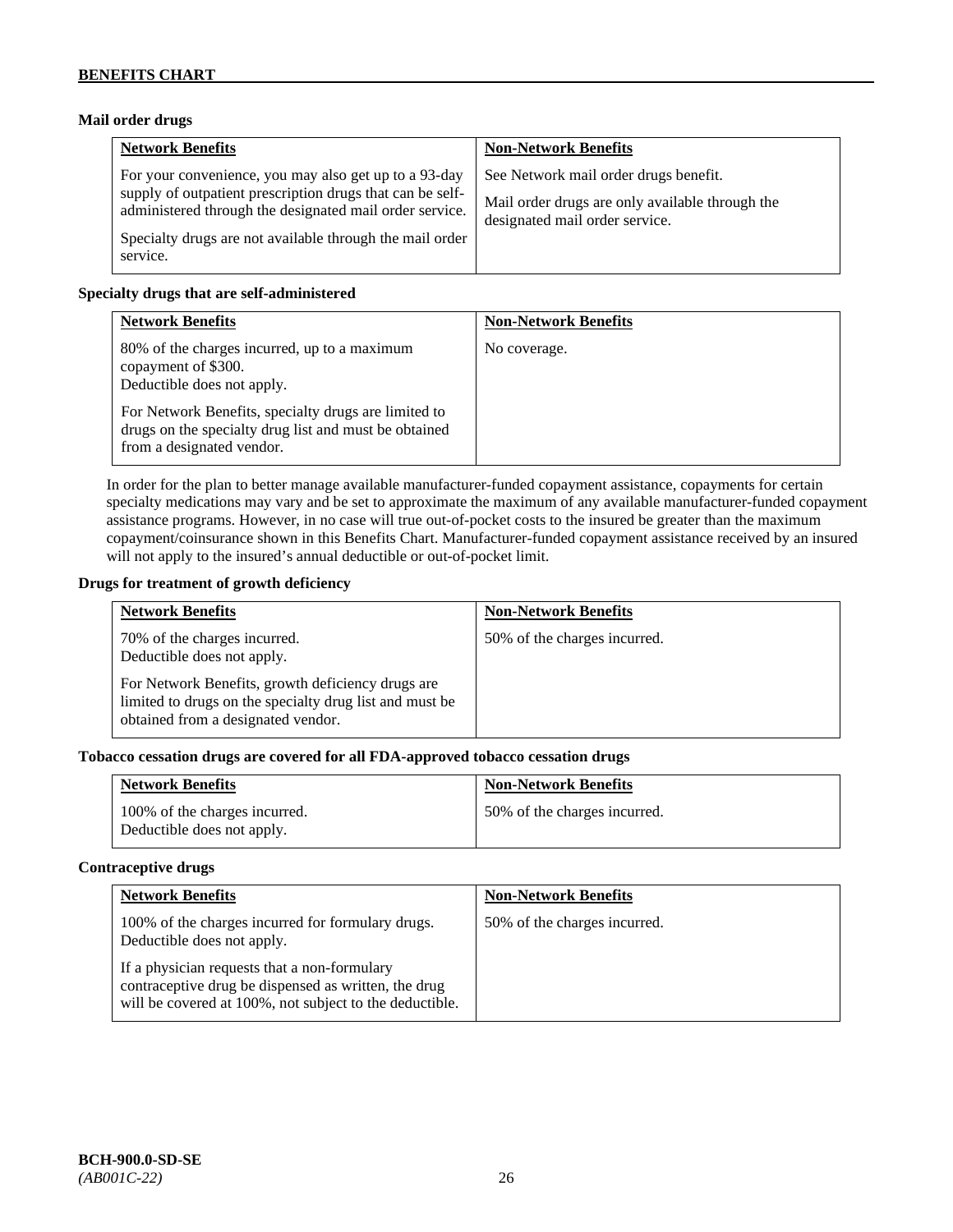### Mail order drugs

| Network Benefits | Non-Network Benefits |
|---|---|
| For your convenience, you may also get up to a 93-day supply of outpatient prescription drugs that can be self-administered through the designated mail order service.<br><br>Specialty drugs are not available through the mail order service. | See Network mail order drugs benefit.<br><br>Mail order drugs are only available through the designated mail order service. |

### Specialty drugs that are self-administered

| Network Benefits | Non-Network Benefits |
|---|---|
| 80% of the charges incurred, up to a maximum copayment of $300.<br>Deductible does not apply.<br><br>For Network Benefits, specialty drugs are limited to drugs on the specialty drug list and must be obtained from a designated vendor. | No coverage. |

In order for the plan to better manage available manufacturer-funded copayment assistance, copayments for certain specialty medications may vary and be set to approximate the maximum of any available manufacturer-funded copayment assistance programs. However, in no case will true out-of-pocket costs to the insured be greater than the maximum copayment/coinsurance shown in this Benefits Chart. Manufacturer-funded copayment assistance received by an insured will not apply to the insured's annual deductible or out-of-pocket limit.

### Drugs for treatment of growth deficiency

| Network Benefits | Non-Network Benefits |
|---|---|
| 70% of the charges incurred.<br>Deductible does not apply.<br><br>For Network Benefits, growth deficiency drugs are limited to drugs on the specialty drug list and must be obtained from a designated vendor. | 50% of the charges incurred. |

### Tobacco cessation drugs are covered for all FDA-approved tobacco cessation drugs

| Network Benefits | Non-Network Benefits |
|---|---|
| 100% of the charges incurred.<br>Deductible does not apply. | 50% of the charges incurred. |

### Contraceptive drugs

| Network Benefits | Non-Network Benefits |
|---|---|
| 100% of the charges incurred for formulary drugs.<br>Deductible does not apply.<br><br>If a physician requests that a non-formulary contraceptive drug be dispensed as written, the drug will be covered at 100%, not subject to the deductible. | 50% of the charges incurred. |

BCH-900.0-SD-SE
*(AB001C-22)*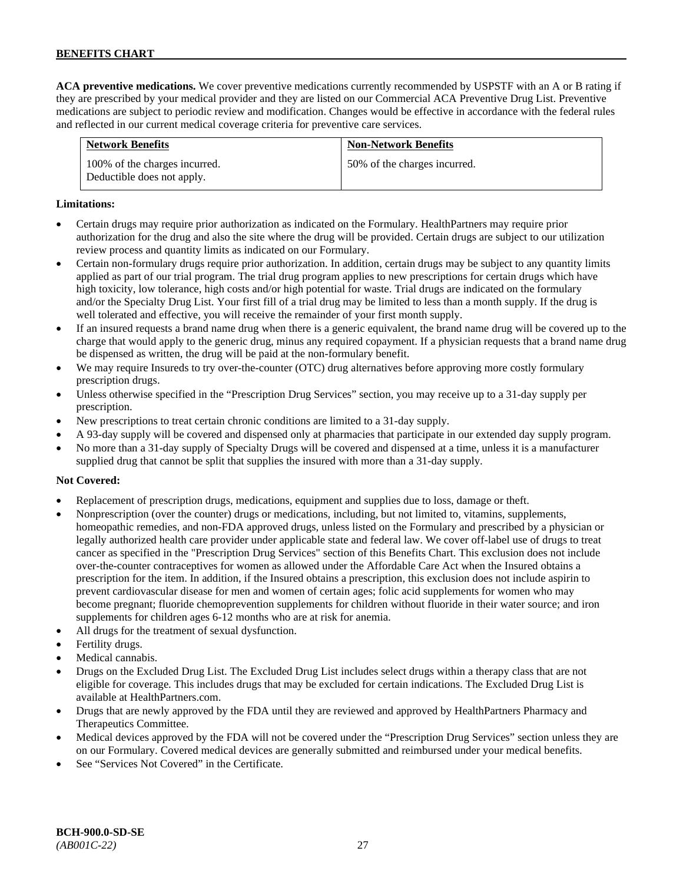**ACA preventive medications.** We cover preventive medications currently recommended by USPSTF with an A or B rating if they are prescribed by your medical provider and they are listed on our Commercial ACA Preventive Drug List. Preventive medications are subject to periodic review and modification. Changes would be effective in accordance with the federal rules and reflected in our current medical coverage criteria for preventive care services.

| Network Benefits | Non-Network Benefits |
| --- | --- |
| 100% of the charges incurred. Deductible does not apply. | 50% of the charges incurred. |

**Limitations:**

- Certain drugs may require prior authorization as indicated on the Formulary. HealthPartners may require prior authorization for the drug and also the site where the drug will be provided. Certain drugs are subject to our utilization review process and quantity limits as indicated on our Formulary.
- Certain non-formulary drugs require prior authorization. In addition, certain drugs may be subject to any quantity limits applied as part of our trial program. The trial drug program applies to new prescriptions for certain drugs which have high toxicity, low tolerance, high costs and/or high potential for waste. Trial drugs are indicated on the formulary and/or the Specialty Drug List. Your first fill of a trial drug may be limited to less than a month supply. If the drug is well tolerated and effective, you will receive the remainder of your first month supply.
- If an insured requests a brand name drug when there is a generic equivalent, the brand name drug will be covered up to the charge that would apply to the generic drug, minus any required copayment. If a physician requests that a brand name drug be dispensed as written, the drug will be paid at the non-formulary benefit.
- We may require Insureds to try over-the-counter (OTC) drug alternatives before approving more costly formulary prescription drugs.
- Unless otherwise specified in the "Prescription Drug Services" section, you may receive up to a 31-day supply per prescription.
- New prescriptions to treat certain chronic conditions are limited to a 31-day supply.
- A 93-day supply will be covered and dispensed only at pharmacies that participate in our extended day supply program.
- No more than a 31-day supply of Specialty Drugs will be covered and dispensed at a time, unless it is a manufacturer supplied drug that cannot be split that supplies the insured with more than a 31-day supply.

**Not Covered:**

- Replacement of prescription drugs, medications, equipment and supplies due to loss, damage or theft.
- Nonprescription (over the counter) drugs or medications, including, but not limited to, vitamins, supplements, homeopathic remedies, and non-FDA approved drugs, unless listed on the Formulary and prescribed by a physician or legally authorized health care provider under applicable state and federal law. We cover off-label use of drugs to treat cancer as specified in the "Prescription Drug Services" section of this Benefits Chart. This exclusion does not include over-the-counter contraceptives for women as allowed under the Affordable Care Act when the Insured obtains a prescription for the item. In addition, if the Insured obtains a prescription, this exclusion does not include aspirin to prevent cardiovascular disease for men and women of certain ages; folic acid supplements for women who may become pregnant; fluoride chemoprevention supplements for children without fluoride in their water source; and iron supplements for children ages 6-12 months who are at risk for anemia.
- All drugs for the treatment of sexual dysfunction.
- Fertility drugs.
- Medical cannabis.
- Drugs on the Excluded Drug List. The Excluded Drug List includes select drugs within a therapy class that are not eligible for coverage. This includes drugs that may be excluded for certain indications. The Excluded Drug List is available at HealthPartners.com.
- Drugs that are newly approved by the FDA until they are reviewed and approved by HealthPartners Pharmacy and Therapeutics Committee.
- Medical devices approved by the FDA will not be covered under the "Prescription Drug Services" section unless they are on our Formulary. Covered medical devices are generally submitted and reimbursed under your medical benefits.
- See "Services Not Covered" in the Certificate.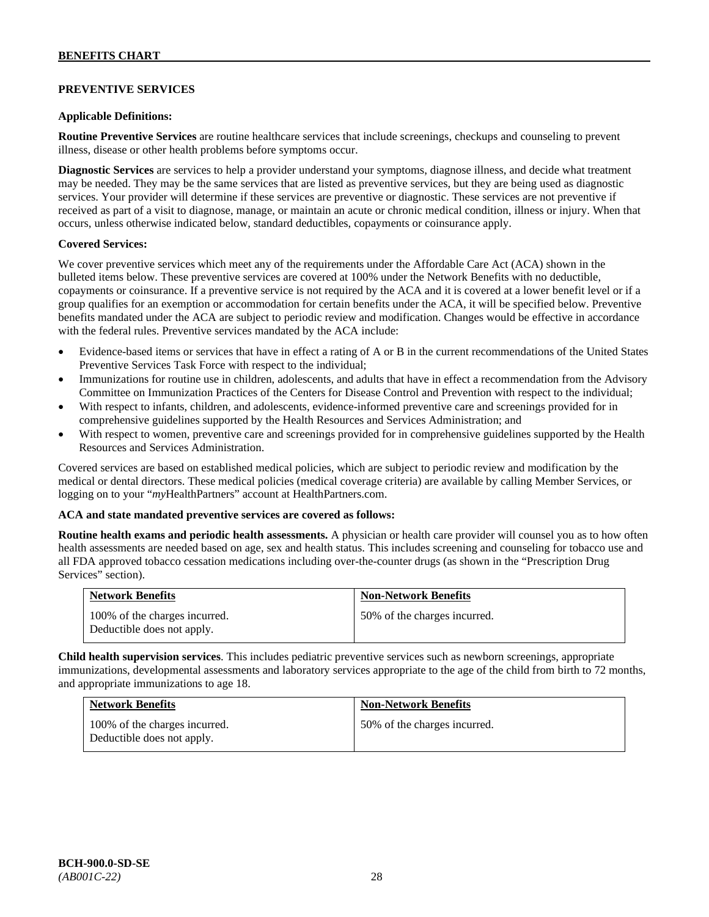## PREVENTIVE SERVICES

**Applicable Definitions:**

**Routine Preventive Services** are routine healthcare services that include screenings, checkups and counseling to prevent illness, disease or other health problems before symptoms occur.

**Diagnostic Services** are services to help a provider understand your symptoms, diagnose illness, and decide what treatment may be needed. They may be the same services that are listed as preventive services, but they are being used as diagnostic services. Your provider will determine if these services are preventive or diagnostic. These services are not preventive if received as part of a visit to diagnose, manage, or maintain an acute or chronic medical condition, illness or injury. When that occurs, unless otherwise indicated below, standard deductibles, copayments or coinsurance apply.

**Covered Services:**

We cover preventive services which meet any of the requirements under the Affordable Care Act (ACA) shown in the bulleted items below. These preventive services are covered at 100% under the Network Benefits with no deductible, copayments or coinsurance. If a preventive service is not required by the ACA and it is covered at a lower benefit level or if a group qualifies for an exemption or accommodation for certain benefits under the ACA, it will be specified below. Preventive benefits mandated under the ACA are subject to periodic review and modification. Changes would be effective in accordance with the federal rules. Preventive services mandated by the ACA include:

- Evidence-based items or services that have in effect a rating of A or B in the current recommendations of the United States Preventive Services Task Force with respect to the individual;
- Immunizations for routine use in children, adolescents, and adults that have in effect a recommendation from the Advisory Committee on Immunization Practices of the Centers for Disease Control and Prevention with respect to the individual;
- With respect to infants, children, and adolescents, evidence-informed preventive care and screenings provided for in comprehensive guidelines supported by the Health Resources and Services Administration; and
- With respect to women, preventive care and screenings provided for in comprehensive guidelines supported by the Health Resources and Services Administration.

Covered services are based on established medical policies, which are subject to periodic review and modification by the medical or dental directors. These medical policies (medical coverage criteria) are available by calling Member Services, or logging on to your "*my*HealthPartners" account at HealthPartners.com.

**ACA and state mandated preventive services are covered as follows:**

**Routine health exams and periodic health assessments.** A physician or health care provider will counsel you as to how often health assessments are needed based on age, sex and health status. This includes screening and counseling for tobacco use and all FDA approved tobacco cessation medications including over-the-counter drugs (as shown in the "Prescription Drug Services" section).

| Network Benefits | Non-Network Benefits |
|---|---|
| 100% of the charges incurred. Deductible does not apply. | 50% of the charges incurred. |

**Child health supervision services**. This includes pediatric preventive services such as newborn screenings, appropriate immunizations, developmental assessments and laboratory services appropriate to the age of the child from birth to 72 months, and appropriate immunizations to age 18.

| Network Benefits | Non-Network Benefits |
|---|---|
| 100% of the charges incurred. Deductible does not apply. | 50% of the charges incurred. |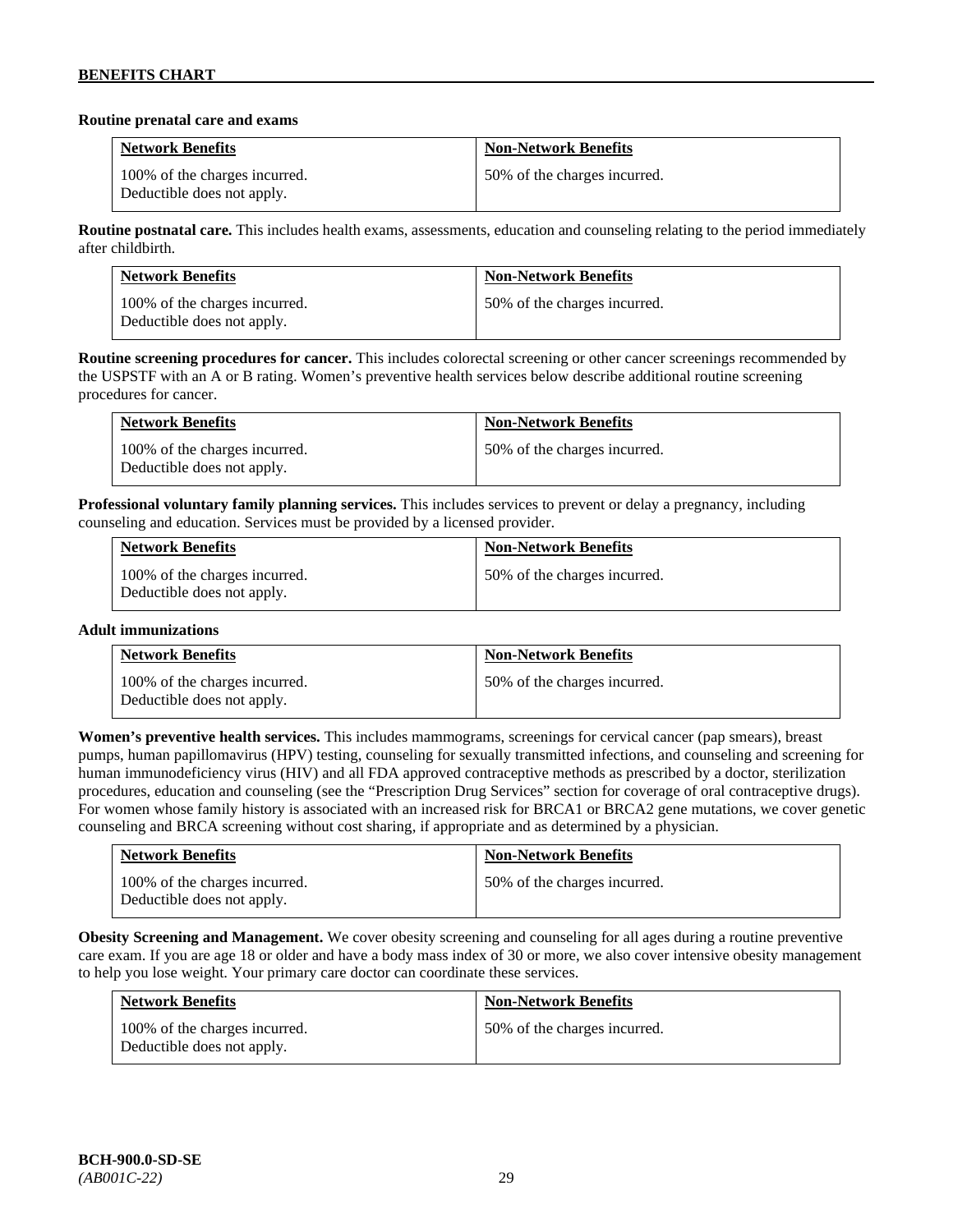**Routine prenatal care and exams**

| Network Benefits | Non-Network Benefits |
|---|---|
| 100% of the charges incurred. Deductible does not apply. | 50% of the charges incurred. |

**Routine postnatal care.** This includes health exams, assessments, education and counseling relating to the period immediately after childbirth.

| Network Benefits | Non-Network Benefits |
|---|---|
| 100% of the charges incurred. Deductible does not apply. | 50% of the charges incurred. |

**Routine screening procedures for cancer.** This includes colorectal screening or other cancer screenings recommended by the USPSTF with an A or B rating. Women's preventive health services below describe additional routine screening procedures for cancer.

| Network Benefits | Non-Network Benefits |
|---|---|
| 100% of the charges incurred. Deductible does not apply. | 50% of the charges incurred. |

**Professional voluntary family planning services.** This includes services to prevent or delay a pregnancy, including counseling and education. Services must be provided by a licensed provider.

| Network Benefits | Non-Network Benefits |
|---|---|
| 100% of the charges incurred. Deductible does not apply. | 50% of the charges incurred. |

**Adult immunizations**

| Network Benefits | Non-Network Benefits |
|---|---|
| 100% of the charges incurred. Deductible does not apply. | 50% of the charges incurred. |

**Women's preventive health services.** This includes mammograms, screenings for cervical cancer (pap smears), breast pumps, human papillomavirus (HPV) testing, counseling for sexually transmitted infections, and counseling and screening for human immunodeficiency virus (HIV) and all FDA approved contraceptive methods as prescribed by a doctor, sterilization procedures, education and counseling (see the "Prescription Drug Services" section for coverage of oral contraceptive drugs). For women whose family history is associated with an increased risk for BRCA1 or BRCA2 gene mutations, we cover genetic counseling and BRCA screening without cost sharing, if appropriate and as determined by a physician.

| Network Benefits | Non-Network Benefits |
|---|---|
| 100% of the charges incurred. Deductible does not apply. | 50% of the charges incurred. |

**Obesity Screening and Management.** We cover obesity screening and counseling for all ages during a routine preventive care exam. If you are age 18 or older and have a body mass index of 30 or more, we also cover intensive obesity management to help you lose weight. Your primary care doctor can coordinate these services.

| Network Benefits | Non-Network Benefits |
|---|---|
| 100% of the charges incurred. Deductible does not apply. | 50% of the charges incurred. |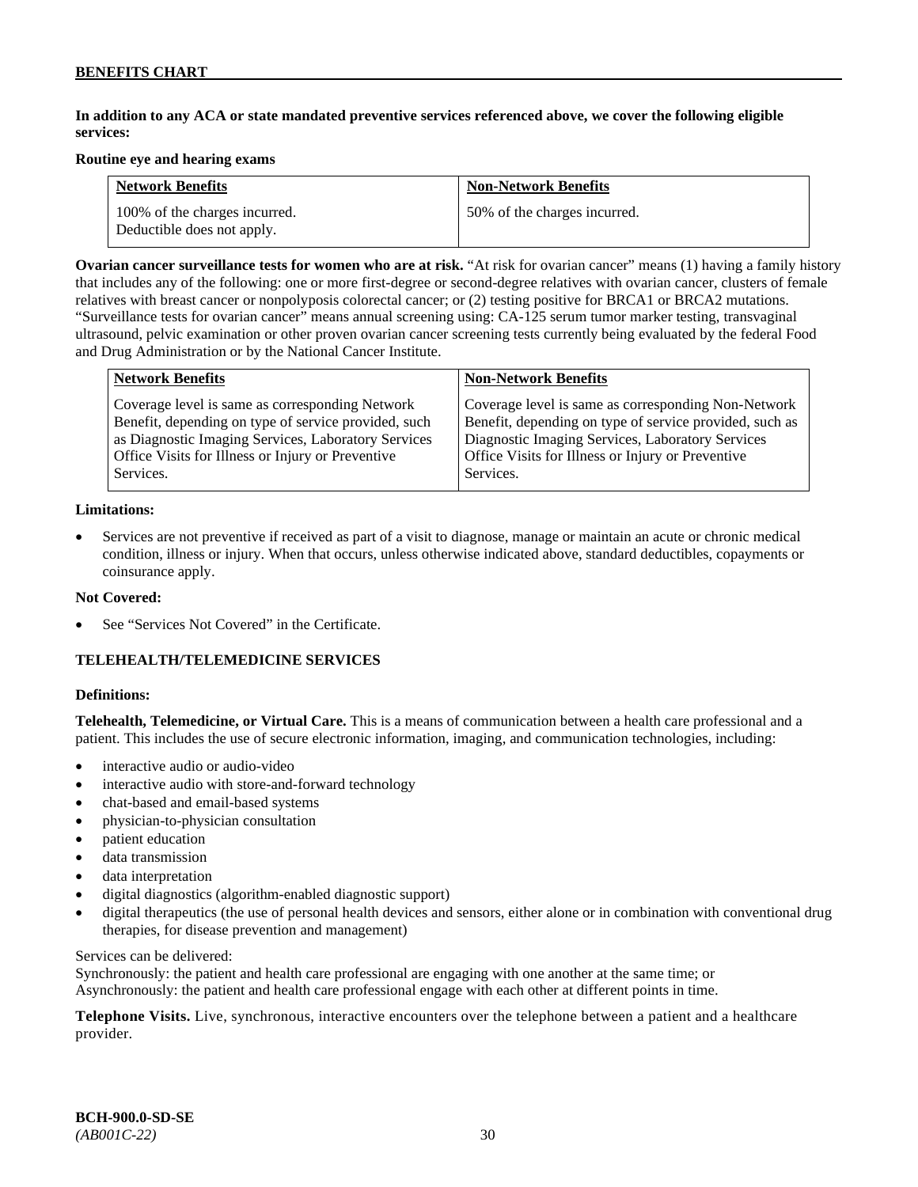**In addition to any ACA or state mandated preventive services referenced above, we cover the following eligible services:**

**Routine eye and hearing exams**

| Network Benefits | Non-Network Benefits |
| --- | --- |
| 100% of the charges incurred. Deductible does not apply. | 50% of the charges incurred. |

**Ovarian cancer surveillance tests for women who are at risk.** "At risk for ovarian cancer" means (1) having a family history that includes any of the following: one or more first-degree or second-degree relatives with ovarian cancer, clusters of female relatives with breast cancer or nonpolyposis colorectal cancer; or (2) testing positive for BRCA1 or BRCA2 mutations. "Surveillance tests for ovarian cancer" means annual screening using: CA-125 serum tumor marker testing, transvaginal ultrasound, pelvic examination or other proven ovarian cancer screening tests currently being evaluated by the federal Food and Drug Administration or by the National Cancer Institute.

| Network Benefits | Non-Network Benefits |
| --- | --- |
| Coverage level is same as corresponding Network Benefit, depending on type of service provided, such as Diagnostic Imaging Services, Laboratory Services Office Visits for Illness or Injury or Preventive Services. | Coverage level is same as corresponding Non-Network Benefit, depending on type of service provided, such as Diagnostic Imaging Services, Laboratory Services Office Visits for Illness or Injury or Preventive Services. |

**Limitations:**

- Services are not preventive if received as part of a visit to diagnose, manage or maintain an acute or chronic medical condition, illness or injury. When that occurs, unless otherwise indicated above, standard deductibles, copayments or coinsurance apply.

**Not Covered:**

- See "Services Not Covered" in the Certificate.

### TELEHEALTH/TELEMEDICINE SERVICES

**Definitions:**

**Telehealth, Telemedicine, or Virtual Care.** This is a means of communication between a health care professional and a patient. This includes the use of secure electronic information, imaging, and communication technologies, including:

- interactive audio or audio-video
- interactive audio with store-and-forward technology
- chat-based and email-based systems
- physician-to-physician consultation
- patient education
- data transmission
- data interpretation
- digital diagnostics (algorithm-enabled diagnostic support)
- digital therapeutics (the use of personal health devices and sensors, either alone or in combination with conventional drug therapies, for disease prevention and management)

Services can be delivered:
Synchronously: the patient and health care professional are engaging with one another at the same time; or
Asynchronously: the patient and health care professional engage with each other at different points in time.

**Telephone Visits.** Live, synchronous, interactive encounters over the telephone between a patient and a healthcare provider.

**BCH-900.0-SD-SE**
*(AB001C-22)*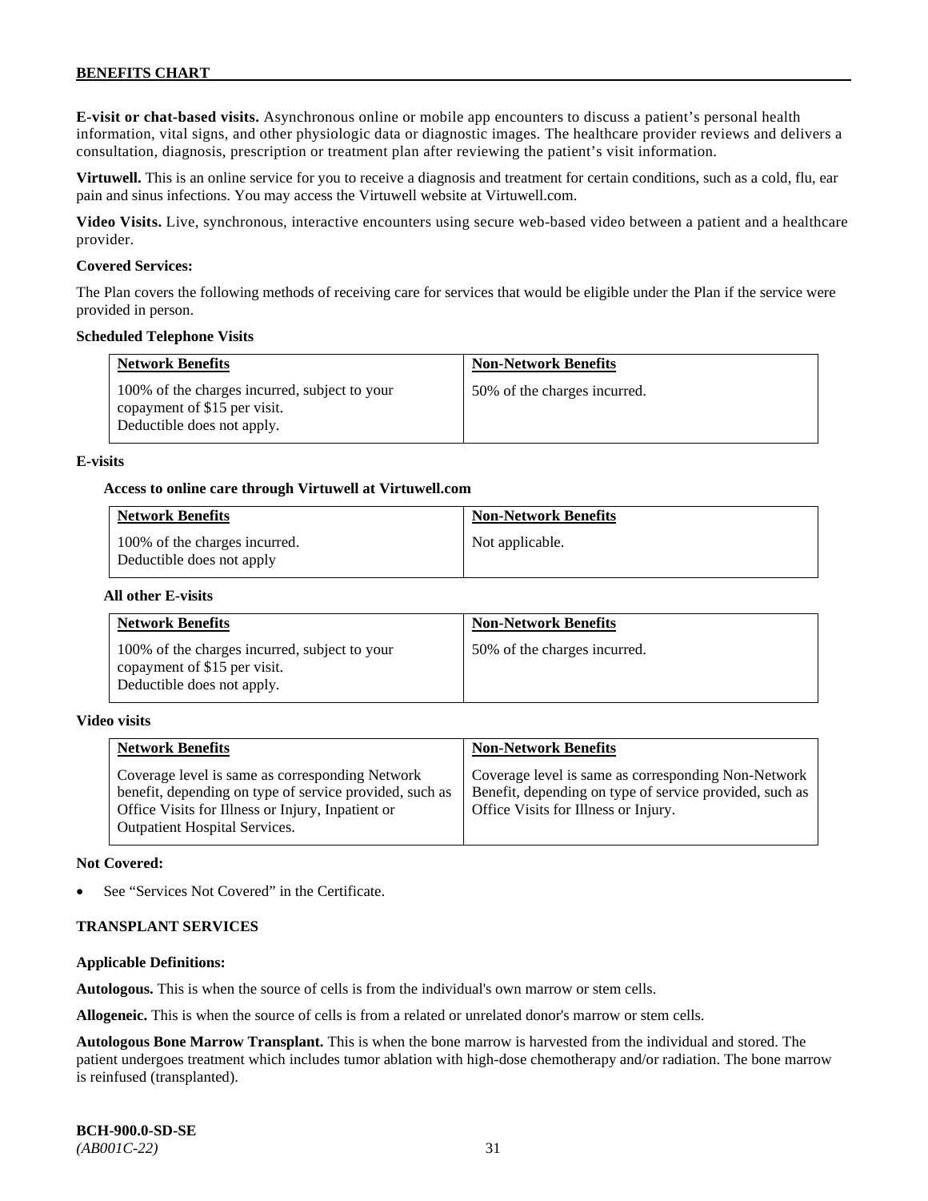**E-visit or chat-based visits.** Asynchronous online or mobile app encounters to discuss a patient's personal health information, vital signs, and other physiologic data or diagnostic images. The healthcare provider reviews and delivers a consultation, diagnosis, prescription or treatment plan after reviewing the patient's visit information.

**Virtuwell.** This is an online service for you to receive a diagnosis and treatment for certain conditions, such as a cold, flu, ear pain and sinus infections. You may access the Virtuwell website at Virtuwell.com.

**Video Visits.** Live, synchronous, interactive encounters using secure web-based video between a patient and a healthcare provider.

**Covered Services:**

The Plan covers the following methods of receiving care for services that would be eligible under the Plan if the service were provided in person.

**Scheduled Telephone Visits**

| Network Benefits | Non-Network Benefits |
|---|---|
| 100% of the charges incurred, subject to your copayment of $15 per visit. Deductible does not apply. | 50% of the charges incurred. |

**E-visits**

**Access to online care through Virtuwell at Virtuwell.com**

| Network Benefits | Non-Network Benefits |
|---|---|
| 100% of the charges incurred. Deductible does not apply | Not applicable. |

**All other E-visits**

| Network Benefits | Non-Network Benefits |
|---|---|
| 100% of the charges incurred, subject to your copayment of $15 per visit. Deductible does not apply. | 50% of the charges incurred. |

**Video visits**

| Network Benefits | Non-Network Benefits |
|---|---|
| Coverage level is same as corresponding Network benefit, depending on type of service provided, such as Office Visits for Illness or Injury, Inpatient or Outpatient Hospital Services. | Coverage level is same as corresponding Non-Network Benefit, depending on type of service provided, such as Office Visits for Illness or Injury. |

**Not Covered:**

- See "Services Not Covered" in the Certificate.

**TRANSPLANT SERVICES**

**Applicable Definitions:**

**Autologous.** This is when the source of cells is from the individual's own marrow or stem cells.

**Allogeneic.** This is when the source of cells is from a related or unrelated donor's marrow or stem cells.

**Autologous Bone Marrow Transplant.** This is when the bone marrow is harvested from the individual and stored. The patient undergoes treatment which includes tumor ablation with high-dose chemotherapy and/or radiation. The bone marrow is reinfused (transplanted).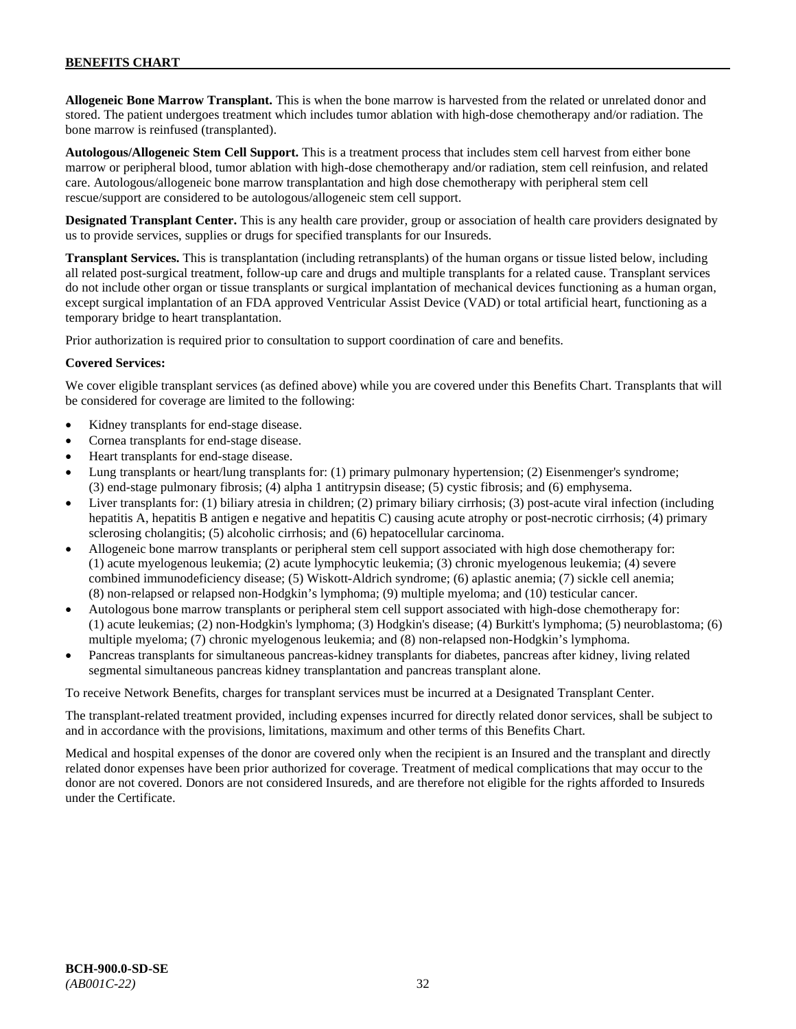**Allogeneic Bone Marrow Transplant.** This is when the bone marrow is harvested from the related or unrelated donor and stored. The patient undergoes treatment which includes tumor ablation with high-dose chemotherapy and/or radiation. The bone marrow is reinfused (transplanted).

**Autologous/Allogeneic Stem Cell Support.** This is a treatment process that includes stem cell harvest from either bone marrow or peripheral blood, tumor ablation with high-dose chemotherapy and/or radiation, stem cell reinfusion, and related care. Autologous/allogeneic bone marrow transplantation and high dose chemotherapy with peripheral stem cell rescue/support are considered to be autologous/allogeneic stem cell support.

**Designated Transplant Center.** This is any health care provider, group or association of health care providers designated by us to provide services, supplies or drugs for specified transplants for our Insureds.

**Transplant Services.** This is transplantation (including retransplants) of the human organs or tissue listed below, including all related post-surgical treatment, follow-up care and drugs and multiple transplants for a related cause. Transplant services do not include other organ or tissue transplants or surgical implantation of mechanical devices functioning as a human organ, except surgical implantation of an FDA approved Ventricular Assist Device (VAD) or total artificial heart, functioning as a temporary bridge to heart transplantation.

Prior authorization is required prior to consultation to support coordination of care and benefits.

**Covered Services:**

We cover eligible transplant services (as defined above) while you are covered under this Benefits Chart. Transplants that will be considered for coverage are limited to the following:

- Kidney transplants for end-stage disease.
- Cornea transplants for end-stage disease.
- Heart transplants for end-stage disease.
- Lung transplants or heart/lung transplants for: (1) primary pulmonary hypertension; (2) Eisenmenger's syndrome; (3) end-stage pulmonary fibrosis; (4) alpha 1 antitrypsin disease; (5) cystic fibrosis; and (6) emphysema.
- Liver transplants for: (1) biliary atresia in children; (2) primary biliary cirrhosis; (3) post-acute viral infection (including hepatitis A, hepatitis B antigen e negative and hepatitis C) causing acute atrophy or post-necrotic cirrhosis; (4) primary sclerosing cholangitis; (5) alcoholic cirrhosis; and (6) hepatocellular carcinoma.
- Allogeneic bone marrow transplants or peripheral stem cell support associated with high dose chemotherapy for: (1) acute myelogenous leukemia; (2) acute lymphocytic leukemia; (3) chronic myelogenous leukemia; (4) severe combined immunodeficiency disease; (5) Wiskott-Aldrich syndrome; (6) aplastic anemia; (7) sickle cell anemia; (8) non-relapsed or relapsed non-Hodgkin's lymphoma; (9) multiple myeloma; and (10) testicular cancer.
- Autologous bone marrow transplants or peripheral stem cell support associated with high-dose chemotherapy for: (1) acute leukemias; (2) non-Hodgkin's lymphoma; (3) Hodgkin's disease; (4) Burkitt's lymphoma; (5) neuroblastoma; (6) multiple myeloma; (7) chronic myelogenous leukemia; and (8) non-relapsed non-Hodgkin's lymphoma.
- Pancreas transplants for simultaneous pancreas-kidney transplants for diabetes, pancreas after kidney, living related segmental simultaneous pancreas kidney transplantation and pancreas transplant alone.

To receive Network Benefits, charges for transplant services must be incurred at a Designated Transplant Center.

The transplant-related treatment provided, including expenses incurred for directly related donor services, shall be subject to and in accordance with the provisions, limitations, maximum and other terms of this Benefits Chart.

Medical and hospital expenses of the donor are covered only when the recipient is an Insured and the transplant and directly related donor expenses have been prior authorized for coverage. Treatment of medical complications that may occur to the donor are not covered. Donors are not considered Insureds, and are therefore not eligible for the rights afforded to Insureds under the Certificate.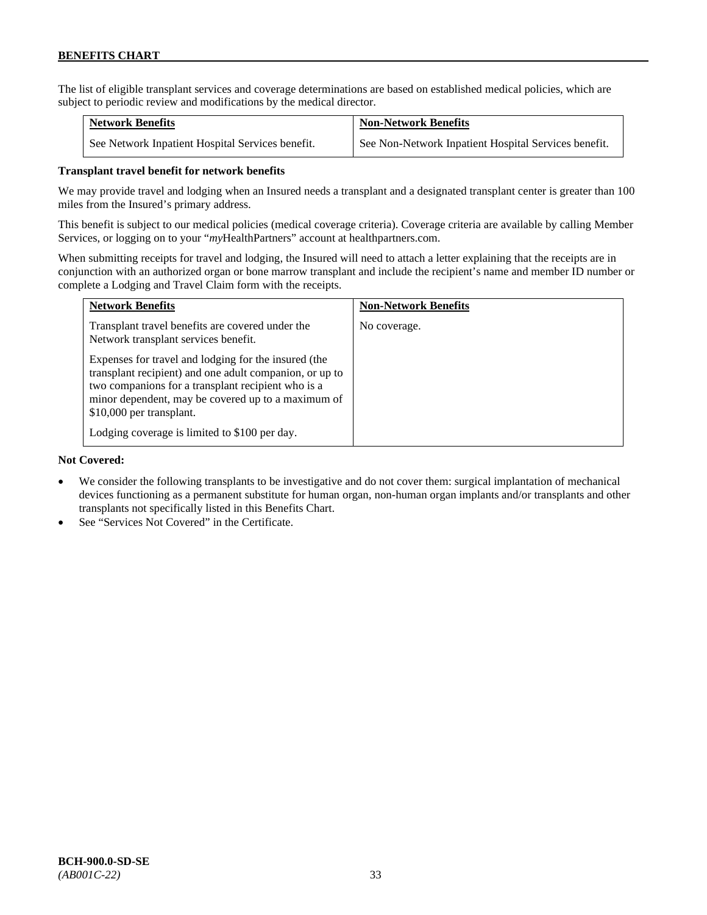The list of eligible transplant services and coverage determinations are based on established medical policies, which are subject to periodic review and modifications by the medical director.

| Network Benefits | Non-Network Benefits |
|---|---|
| See Network Inpatient Hospital Services benefit. | See Non-Network Inpatient Hospital Services benefit. |

**Transplant travel benefit for network benefits**

We may provide travel and lodging when an Insured needs a transplant and a designated transplant center is greater than 100 miles from the Insured's primary address.

This benefit is subject to our medical policies (medical coverage criteria). Coverage criteria are available by calling Member Services, or logging on to your "*my*HealthPartners" account at healthpartners.com.

When submitting receipts for travel and lodging, the Insured will need to attach a letter explaining that the receipts are in conjunction with an authorized organ or bone marrow transplant and include the recipient's name and member ID number or complete a Lodging and Travel Claim form with the receipts.

| Network Benefits | Non-Network Benefits |
|---|---|
| Transplant travel benefits are covered under the Network transplant services benefit.<br><br>Expenses for travel and lodging for the insured (the transplant recipient) and one adult companion, or up to two companions for a transplant recipient who is a minor dependent, may be covered up to a maximum of $10,000 per transplant.<br><br>Lodging coverage is limited to $100 per day. | No coverage. |

**Not Covered:**

- We consider the following transplants to be investigative and do not cover them: surgical implantation of mechanical devices functioning as a permanent substitute for human organ, non-human organ implants and/or transplants and other transplants not specifically listed in this Benefits Chart.
- See "Services Not Covered" in the Certificate.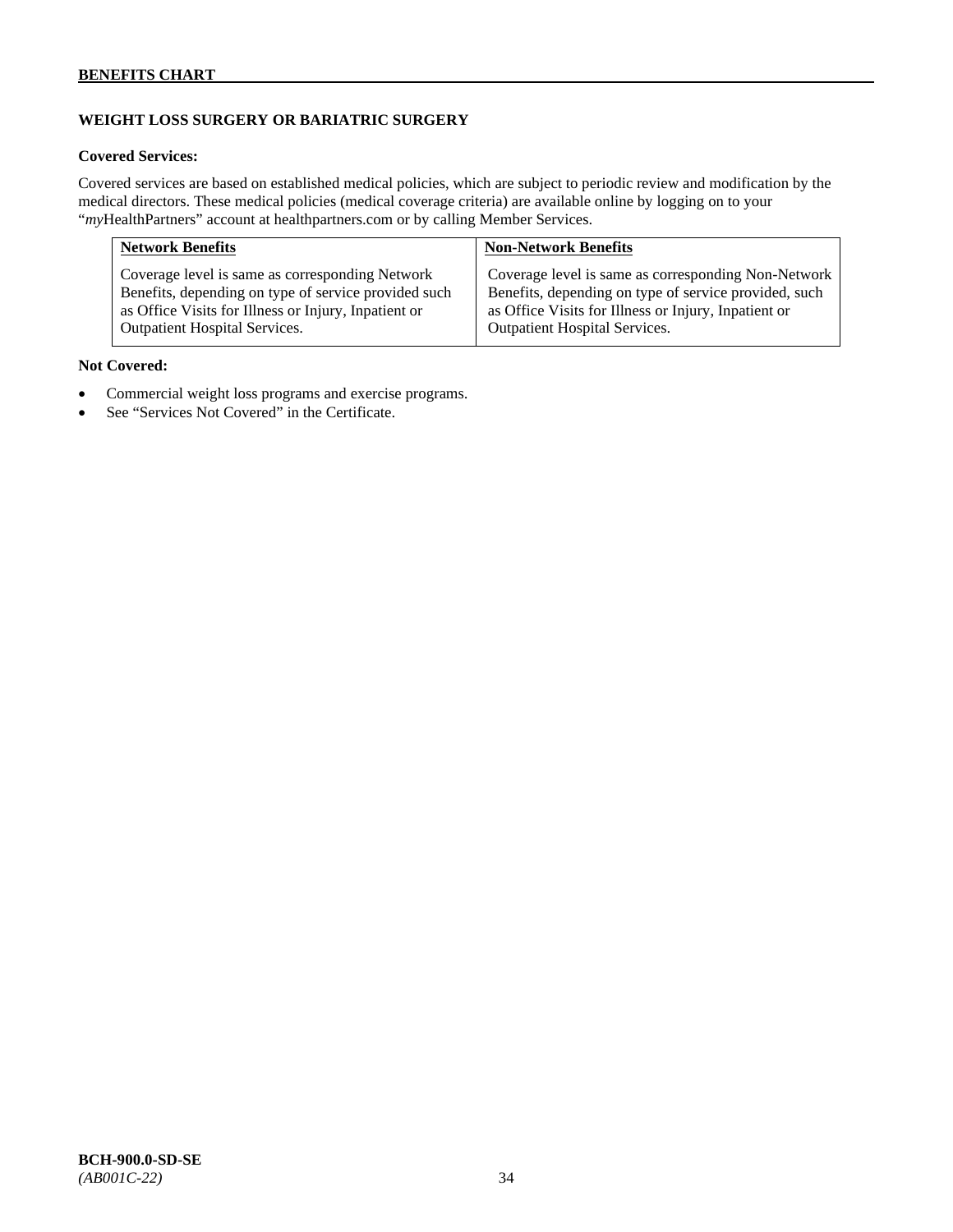## WEIGHT LOSS SURGERY OR BARIATRIC SURGERY

**Covered Services:**

Covered services are based on established medical policies, which are subject to periodic review and modification by the medical directors. These medical policies (medical coverage criteria) are available online by logging on to your "*my*HealthPartners" account at healthpartners.com or by calling Member Services.

| Network Benefits | Non-Network Benefits |
|---|---|
| Coverage level is same as corresponding Network Benefits, depending on type of service provided such as Office Visits for Illness or Injury, Inpatient or Outpatient Hospital Services. | Coverage level is same as corresponding Non-Network Benefits, depending on type of service provided, such as Office Visits for Illness or Injury, Inpatient or Outpatient Hospital Services. |

**Not Covered:**

- Commercial weight loss programs and exercise programs.
- See "Services Not Covered" in the Certificate.

**BCH-900.0-SD-SE**
*(AB001C-22)*